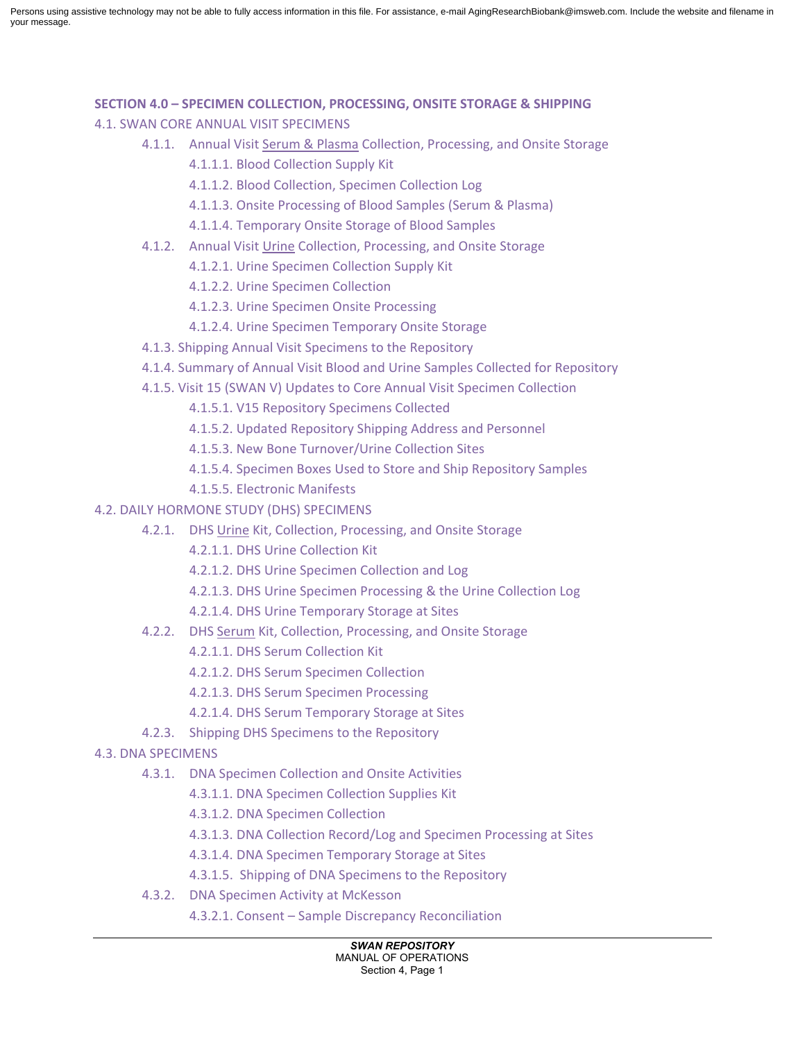Persons using assistive technology may not be able to fully access information in this file. For assistance, e-mail AgingResearchBiobank@imsweb.com. Include the website and filename in your message.

**SECTION 4.0 – SPECIMEN COLLECTION, PROCESSING, ONSITE STORAGE & SHIPPING**

4.1. SWAN CORE ANNUAL VISIT SPECIMENS

- 4.1.1. Annual Visit Serum & Plasma Collection, Processing, and Onsite Storage
  - 4.1.1.1. Blood Collection Supply Kit
  - 4.1.1.2. Blood Collection, Specimen Collection Log
  - 4.1.1.3. Onsite Processing of Blood Samples (Serum & Plasma)
  - 4.1.1.4. Temporary Onsite Storage of Blood Samples
- 4.1.2. Annual Visit Urine Collection, Processing, and Onsite Storage
  - 4.1.2.1. Urine Specimen Collection Supply Kit
  - 4.1.2.2. Urine Specimen Collection
  - 4.1.2.3. Urine Specimen Onsite Processing
  - 4.1.2.4. Urine Specimen Temporary Onsite Storage
- 4.1.3. Shipping Annual Visit Specimens to the Repository
- 4.1.4. Summary of Annual Visit Blood and Urine Samples Collected for Repository
- 4.1.5. Visit 15 (SWAN V) Updates to Core Annual Visit Specimen Collection
  - 4.1.5.1. V15 Repository Specimens Collected
  - 4.1.5.2. Updated Repository Shipping Address and Personnel
  - 4.1.5.3. New Bone Turnover/Urine Collection Sites
  - 4.1.5.4. Specimen Boxes Used to Store and Ship Repository Samples
  - 4.1.5.5. Electronic Manifests

4.2. DAILY HORMONE STUDY (DHS) SPECIMENS

- 4.2.1. DHS Urine Kit, Collection, Processing, and Onsite Storage
  - 4.2.1.1. DHS Urine Collection Kit
  - 4.2.1.2. DHS Urine Specimen Collection and Log
  - 4.2.1.3. DHS Urine Specimen Processing & the Urine Collection Log
  - 4.2.1.4. DHS Urine Temporary Storage at Sites
- 4.2.2. DHS Serum Kit, Collection, Processing, and Onsite Storage
  - 4.2.1.1. DHS Serum Collection Kit
  - 4.2.1.2. DHS Serum Specimen Collection
  - 4.2.1.3. DHS Serum Specimen Processing
  - 4.2.1.4. DHS Serum Temporary Storage at Sites
- 4.2.3. Shipping DHS Specimens to the Repository

4.3. DNA SPECIMENS

- 4.3.1. DNA Specimen Collection and Onsite Activities
  - 4.3.1.1. DNA Specimen Collection Supplies Kit
  - 4.3.1.2. DNA Specimen Collection
  - 4.3.1.3. DNA Collection Record/Log and Specimen Processing at Sites
  - 4.3.1.4. DNA Specimen Temporary Storage at Sites
  - 4.3.1.5. Shipping of DNA Specimens to the Repository
- 4.3.2. DNA Specimen Activity at McKesson
  - 4.3.2.1. Consent – Sample Discrepancy Reconciliation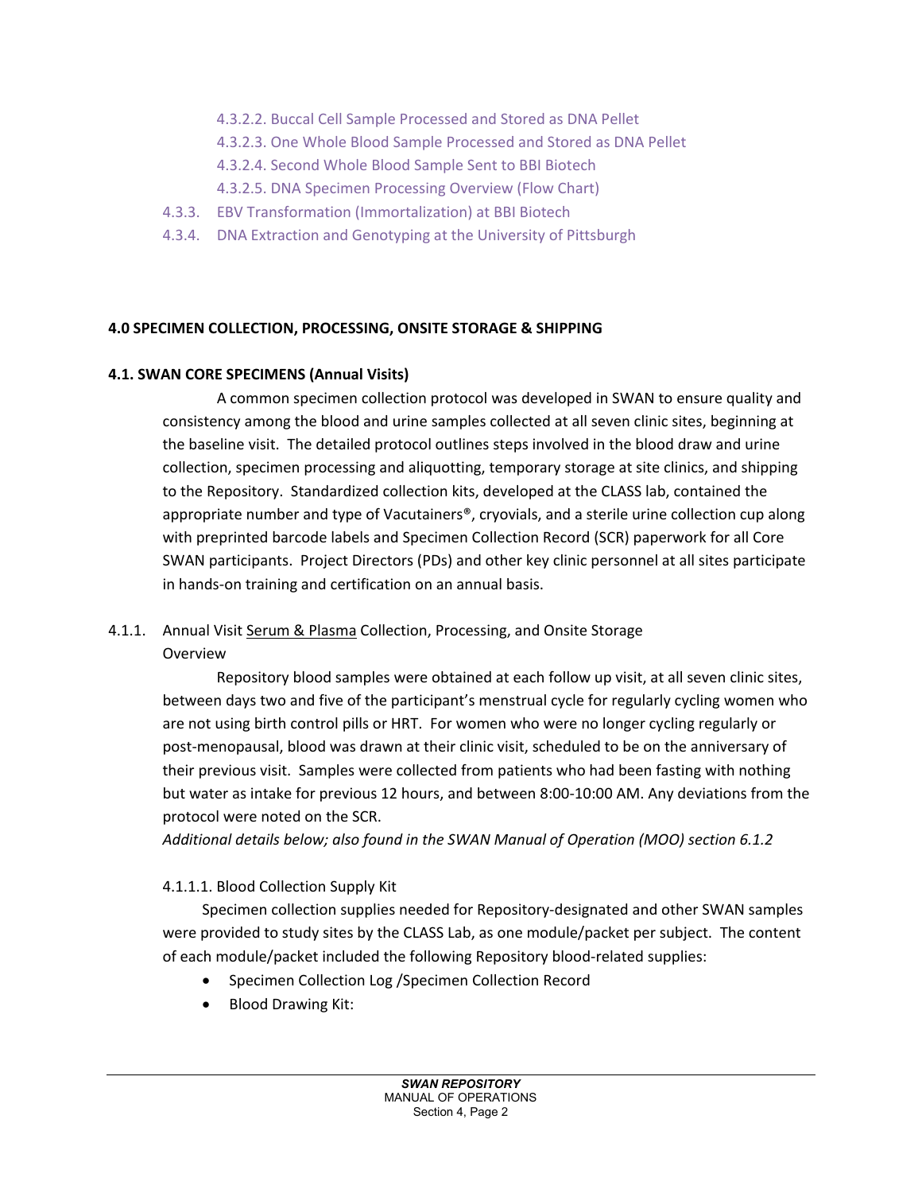4.3.2.2. Buccal Cell Sample Processed and Stored as DNA Pellet
4.3.2.3. One Whole Blood Sample Processed and Stored as DNA Pellet
4.3.2.4. Second Whole Blood Sample Sent to BBI Biotech
4.3.2.5. DNA Specimen Processing Overview (Flow Chart)
4.3.3. EBV Transformation (Immortalization) at BBI Biotech
4.3.4. DNA Extraction and Genotyping at the University of Pittsburgh

## 4.0 SPECIMEN COLLECTION, PROCESSING, ONSITE STORAGE & SHIPPING

### 4.1. SWAN CORE SPECIMENS (Annual Visits)

A common specimen collection protocol was developed in SWAN to ensure quality and consistency among the blood and urine samples collected at all seven clinic sites, beginning at the baseline visit. The detailed protocol outlines steps involved in the blood draw and urine collection, specimen processing and aliquotting, temporary storage at site clinics, and shipping to the Repository. Standardized collection kits, developed at the CLASS lab, contained the appropriate number and type of Vacutainers®, cryovials, and a sterile urine collection cup along with preprinted barcode labels and Specimen Collection Record (SCR) paperwork for all Core SWAN participants. Project Directors (PDs) and other key clinic personnel at all sites participate in hands-on training and certification on an annual basis.

#### 4.1.1. Annual Visit Serum & Plasma Collection, Processing, and Onsite Storage

Overview

Repository blood samples were obtained at each follow up visit, at all seven clinic sites, between days two and five of the participant's menstrual cycle for regularly cycling women who are not using birth control pills or HRT. For women who were no longer cycling regularly or post-menopausal, blood was drawn at their clinic visit, scheduled to be on the anniversary of their previous visit. Samples were collected from patients who had been fasting with nothing but water as intake for previous 12 hours, and between 8:00-10:00 AM. Any deviations from the protocol were noted on the SCR.

*Additional details below; also found in the SWAN Manual of Operation (MOO) section 6.1.2*

4.1.1.1. Blood Collection Supply Kit

Specimen collection supplies needed for Repository-designated and other SWAN samples were provided to study sites by the CLASS Lab, as one module/packet per subject. The content of each module/packet included the following Repository blood-related supplies:

- Specimen Collection Log /Specimen Collection Record
- Blood Drawing Kit: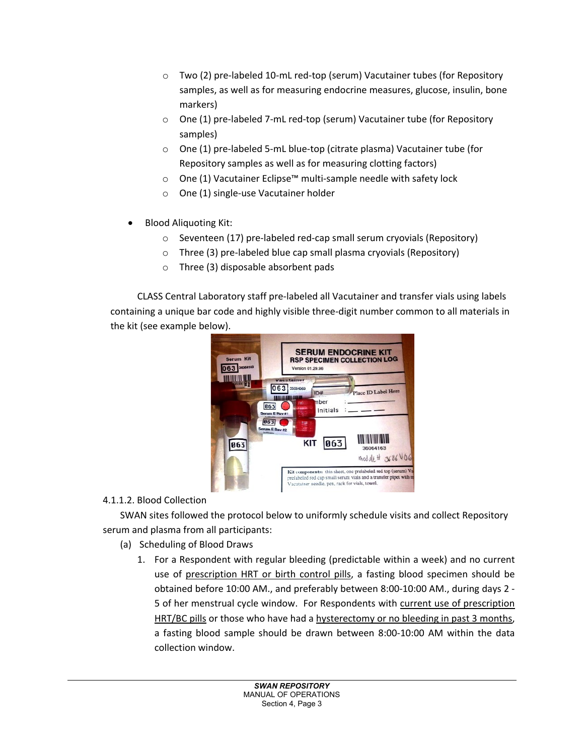- Two (2) pre-labeled 10-mL red-top (serum) Vacutainer tubes (for Repository samples, as well as for measuring endocrine measures, glucose, insulin, bone markers)
- One (1) pre-labeled 7-mL red-top (serum) Vacutainer tube (for Repository samples)
- One (1) pre-labeled 5-mL blue-top (citrate plasma) Vacutainer tube (for Repository samples as well as for measuring clotting factors)
- One (1) Vacutainer Eclipse™ multi-sample needle with safety lock
- One (1) single-use Vacutainer holder

- Blood Aliquoting Kit:
  - Seventeen (17) pre-labeled red-cap small serum cryovials (Repository)
  - Three (3) pre-labeled blue cap small plasma cryovials (Repository)
  - Three (3) disposable absorbent pads

CLASS Central Laboratory staff pre-labeled all Vacutainer and transfer vials using labels containing a unique bar code and highly visible three-digit number common to all materials in the kit (see example below).

#### 4.1.1.2. Blood Collection

SWAN sites followed the protocol below to uniformly schedule visits and collect Repository serum and plasma from all participants:

(a) Scheduling of Blood Draws

1. For a Respondent with regular bleeding (predictable within a week) and no current use of prescription HRT or birth control pills, a fasting blood specimen should be obtained before 10:00 AM., and preferably between 8:00-10:00 AM., during days 2 - 5 of her menstrual cycle window. For Respondents with current use of prescription HRT/BC pills or those who have had a hysterectomy or no bleeding in past 3 months, a fasting blood sample should be drawn between 8:00-10:00 AM within the data collection window.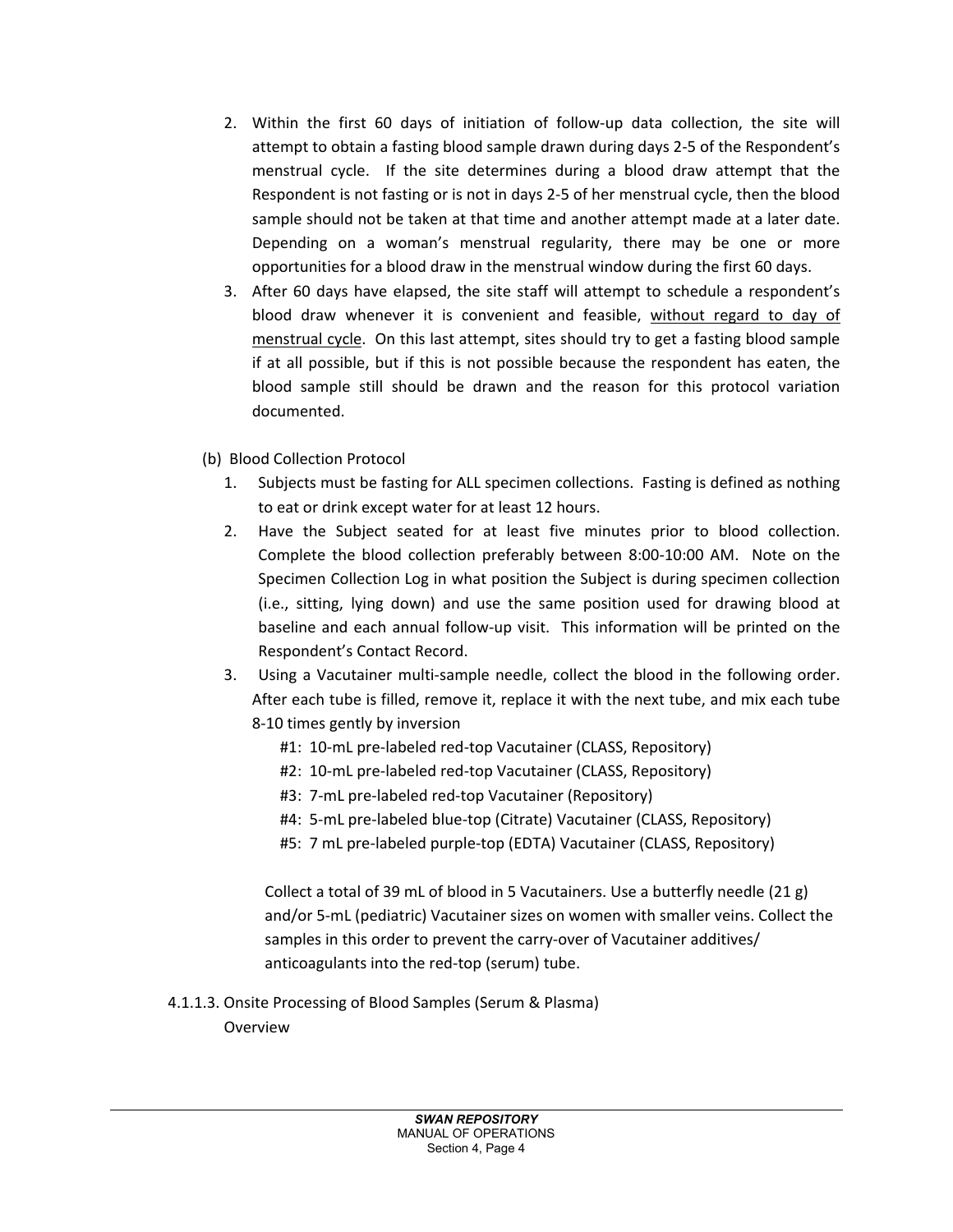2. Within the first 60 days of initiation of follow-up data collection, the site will attempt to obtain a fasting blood sample drawn during days 2-5 of the Respondent's menstrual cycle. If the site determines during a blood draw attempt that the Respondent is not fasting or is not in days 2-5 of her menstrual cycle, then the blood sample should not be taken at that time and another attempt made at a later date. Depending on a woman's menstrual regularity, there may be one or more opportunities for a blood draw in the menstrual window during the first 60 days.
3. After 60 days have elapsed, the site staff will attempt to schedule a respondent's blood draw whenever it is convenient and feasible, <u>without regard to day of menstrual cycle</u>. On this last attempt, sites should try to get a fasting blood sample if at all possible, but if this is not possible because the respondent has eaten, the blood sample still should be drawn and the reason for this protocol variation documented.

(b) Blood Collection Protocol

1. Subjects must be fasting for ALL specimen collections. Fasting is defined as nothing to eat or drink except water for at least 12 hours.
2. Have the Subject seated for at least five minutes prior to blood collection. Complete the blood collection preferably between 8:00-10:00 AM. Note on the Specimen Collection Log in what position the Subject is during specimen collection (i.e., sitting, lying down) and use the same position used for drawing blood at baseline and each annual follow-up visit. This information will be printed on the Respondent's Contact Record.
3. Using a Vacutainer multi-sample needle, collect the blood in the following order. After each tube is filled, remove it, replace it with the next tube, and mix each tube 8-10 times gently by inversion

   #1: 10-mL pre-labeled red-top Vacutainer (CLASS, Repository)

   #2: 10-mL pre-labeled red-top Vacutainer (CLASS, Repository)

   #3: 7-mL pre-labeled red-top Vacutainer (Repository)

   #4: 5-mL pre-labeled blue-top (Citrate) Vacutainer (CLASS, Repository)

   #5: 7 mL pre-labeled purple-top (EDTA) Vacutainer (CLASS, Repository)

   Collect a total of 39 mL of blood in 5 Vacutainers. Use a butterfly needle (21 g) and/or 5-mL (pediatric) Vacutainer sizes on women with smaller veins. Collect the samples in this order to prevent the carry-over of Vacutainer additives/ anticoagulants into the red-top (serum) tube.

4.1.1.3. Onsite Processing of Blood Samples (Serum & Plasma)

Overview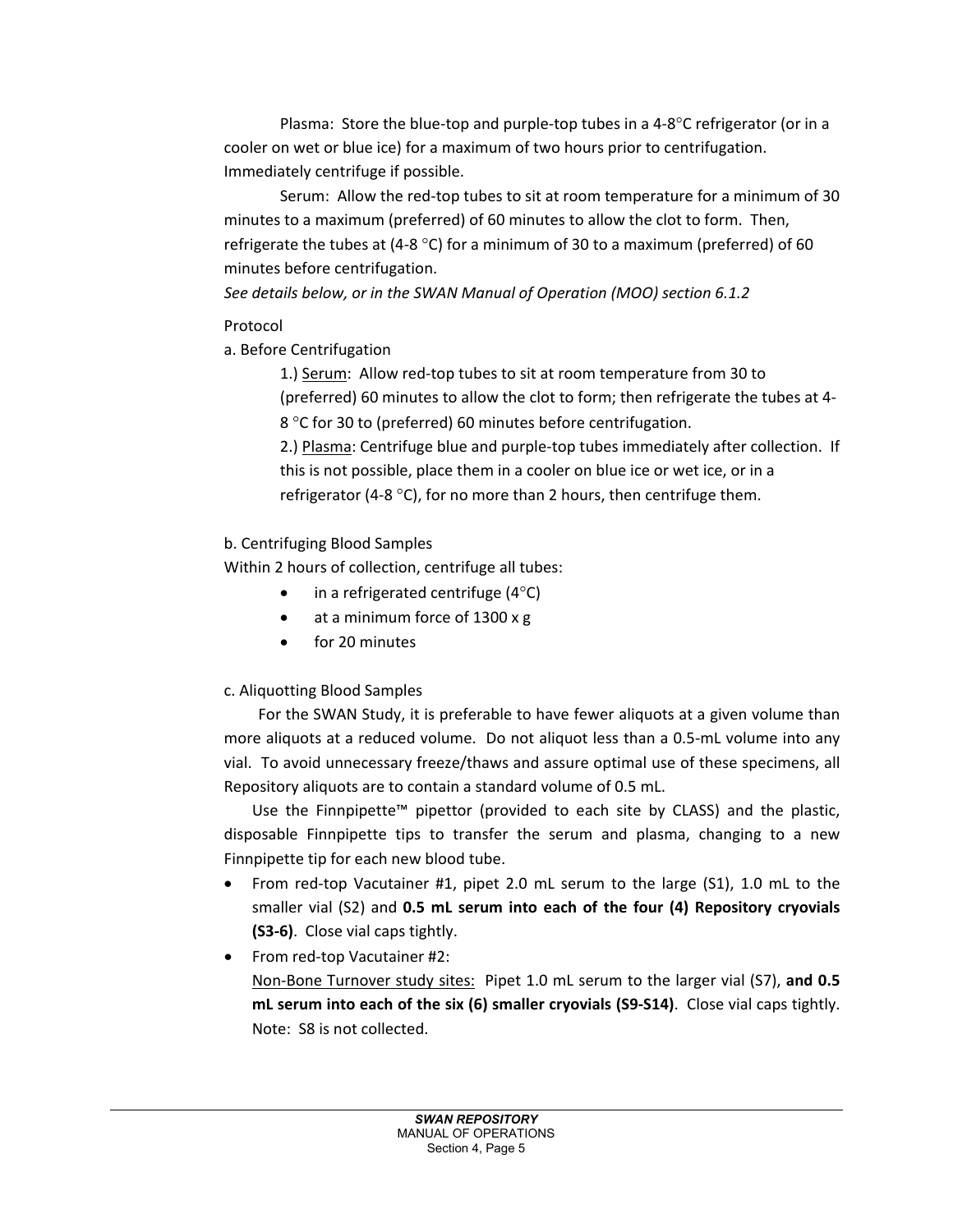Plasma: Store the blue-top and purple-top tubes in a 4-8°C refrigerator (or in a cooler on wet or blue ice) for a maximum of two hours prior to centrifugation. Immediately centrifuge if possible.

Serum: Allow the red-top tubes to sit at room temperature for a minimum of 30 minutes to a maximum (preferred) of 60 minutes to allow the clot to form. Then, refrigerate the tubes at (4-8 °C) for a minimum of 30 to a maximum (preferred) of 60 minutes before centrifugation.

*See details below, or in the SWAN Manual of Operation (MOO) section 6.1.2*

Protocol

a. Before Centrifugation

1.) Serum: Allow red-top tubes to sit at room temperature from 30 to (preferred) 60 minutes to allow the clot to form; then refrigerate the tubes at 4-8 °C for 30 to (preferred) 60 minutes before centrifugation.

2.) Plasma: Centrifuge blue and purple-top tubes immediately after collection. If this is not possible, place them in a cooler on blue ice or wet ice, or in a refrigerator (4-8 °C), for no more than 2 hours, then centrifuge them.

b. Centrifuging Blood Samples

Within 2 hours of collection, centrifuge all tubes:

- in a refrigerated centrifuge (4°C)
- at a minimum force of 1300 x g
- for 20 minutes

c. Aliquotting Blood Samples

For the SWAN Study, it is preferable to have fewer aliquots at a given volume than more aliquots at a reduced volume. Do not aliquot less than a 0.5-mL volume into any vial. To avoid unnecessary freeze/thaws and assure optimal use of these specimens, all Repository aliquots are to contain a standard volume of 0.5 mL.

Use the Finnpipette™ pipettor (provided to each site by CLASS) and the plastic, disposable Finnpipette tips to transfer the serum and plasma, changing to a new Finnpipette tip for each new blood tube.

- From red-top Vacutainer #1, pipet 2.0 mL serum to the large (S1), 1.0 mL to the smaller vial (S2) and **0.5 mL serum into each of the four (4) Repository cryovials (S3-6)**. Close vial caps tightly.
- From red-top Vacutainer #2:
  Non-Bone Turnover study sites: Pipet 1.0 mL serum to the larger vial (S7), **and 0.5 mL serum into each of the six (6) smaller cryovials (S9-S14)**. Close vial caps tightly. Note: S8 is not collected.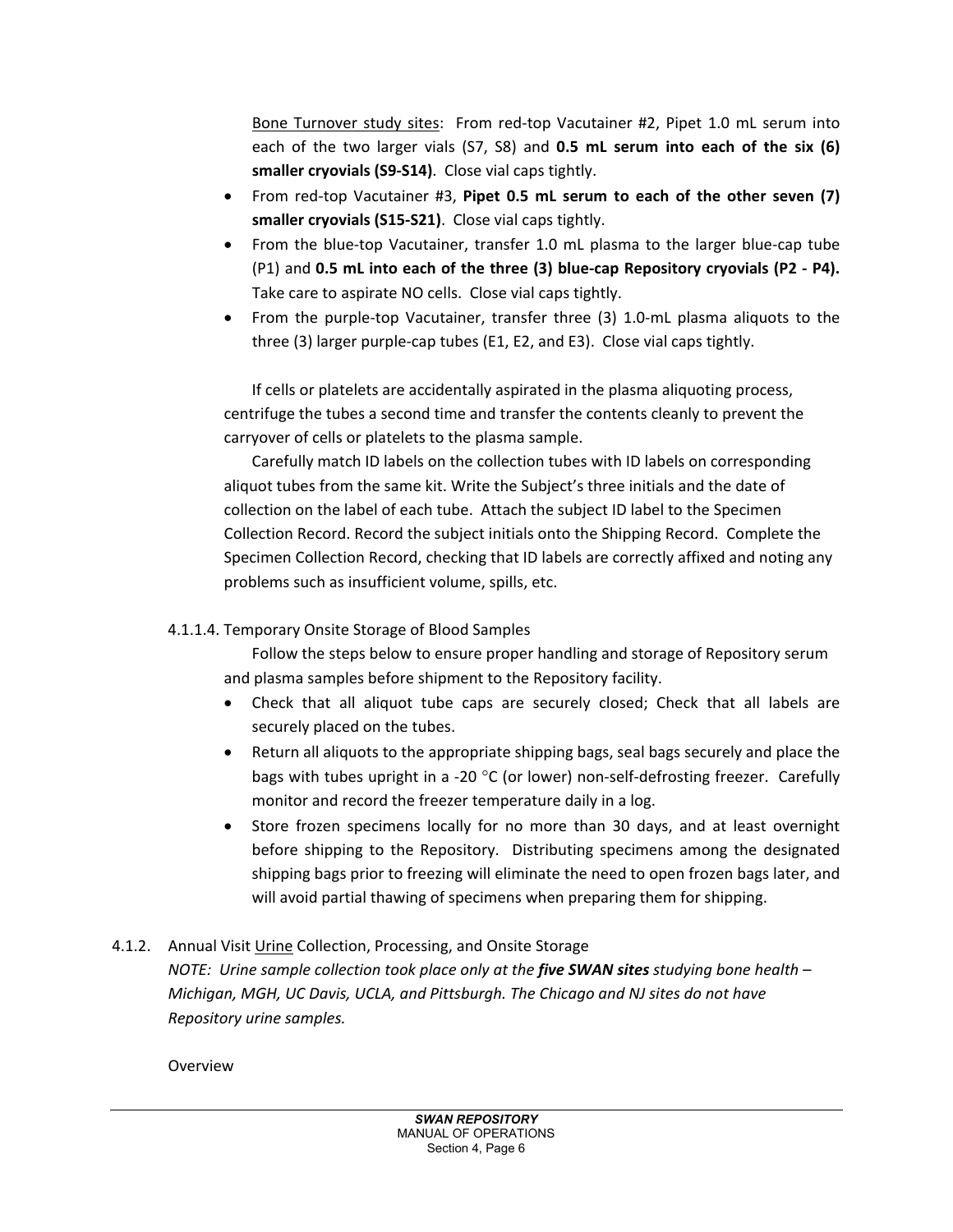<u>Bone Turnover study sites</u>: From red-top Vacutainer #2, Pipet 1.0 mL serum into each of the two larger vials (S7, S8) and **0.5 mL serum into each of the six (6) smaller cryovials (S9-S14)**. Close vial caps tightly.

- From red-top Vacutainer #3, **Pipet 0.5 mL serum to each of the other seven (7) smaller cryovials (S15-S21)**. Close vial caps tightly.
- From the blue-top Vacutainer, transfer 1.0 mL plasma to the larger blue-cap tube (P1) and **0.5 mL into each of the three (3) blue-cap Repository cryovials (P2 - P4).** Take care to aspirate NO cells. Close vial caps tightly.
- From the purple-top Vacutainer, transfer three (3) 1.0-mL plasma aliquots to the three (3) larger purple-cap tubes (E1, E2, and E3). Close vial caps tightly.

If cells or platelets are accidentally aspirated in the plasma aliquoting process, centrifuge the tubes a second time and transfer the contents cleanly to prevent the carryover of cells or platelets to the plasma sample.

Carefully match ID labels on the collection tubes with ID labels on corresponding aliquot tubes from the same kit. Write the Subject's three initials and the date of collection on the label of each tube. Attach the subject ID label to the Specimen Collection Record. Record the subject initials onto the Shipping Record. Complete the Specimen Collection Record, checking that ID labels are correctly affixed and noting any problems such as insufficient volume, spills, etc.

#### 4.1.1.4. Temporary Onsite Storage of Blood Samples

Follow the steps below to ensure proper handling and storage of Repository serum and plasma samples before shipment to the Repository facility.

- Check that all aliquot tube caps are securely closed; Check that all labels are securely placed on the tubes.
- Return all aliquots to the appropriate shipping bags, seal bags securely and place the bags with tubes upright in a -20 °C (or lower) non-self-defrosting freezer. Carefully monitor and record the freezer temperature daily in a log.
- Store frozen specimens locally for no more than 30 days, and at least overnight before shipping to the Repository. Distributing specimens among the designated shipping bags prior to freezing will eliminate the need to open frozen bags later, and will avoid partial thawing of specimens when preparing them for shipping.

### 4.1.2. Annual Visit <u>Urine</u> Collection, Processing, and Onsite Storage

*NOTE: Urine sample collection took place only at the* ***five SWAN sites*** *studying bone health – Michigan, MGH, UC Davis, UCLA, and Pittsburgh. The Chicago and NJ sites do not have Repository urine samples.*

Overview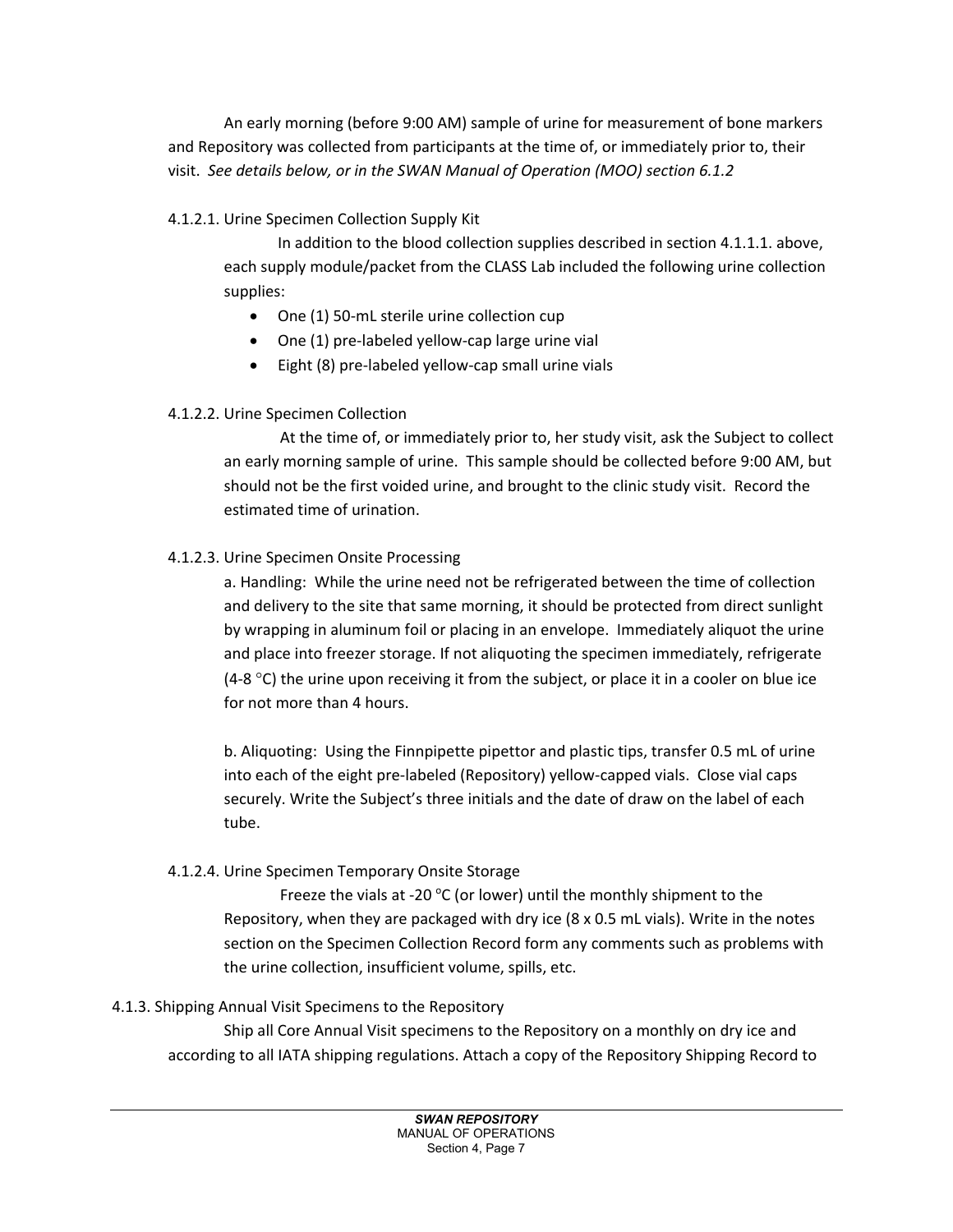An early morning (before 9:00 AM) sample of urine for measurement of bone markers and Repository was collected from participants at the time of, or immediately prior to, their visit. *See details below, or in the SWAN Manual of Operation (MOO) section 6.1.2*

4.1.2.1. Urine Specimen Collection Supply Kit

In addition to the blood collection supplies described in section 4.1.1.1. above, each supply module/packet from the CLASS Lab included the following urine collection supplies:

- One (1) 50-mL sterile urine collection cup
- One (1) pre-labeled yellow-cap large urine vial
- Eight (8) pre-labeled yellow-cap small urine vials

4.1.2.2. Urine Specimen Collection

At the time of, or immediately prior to, her study visit, ask the Subject to collect an early morning sample of urine. This sample should be collected before 9:00 AM, but should not be the first voided urine, and brought to the clinic study visit. Record the estimated time of urination.

4.1.2.3. Urine Specimen Onsite Processing

a. Handling: While the urine need not be refrigerated between the time of collection and delivery to the site that same morning, it should be protected from direct sunlight by wrapping in aluminum foil or placing in an envelope. Immediately aliquot the urine and place into freezer storage. If not aliquoting the specimen immediately, refrigerate (4-8 °C) the urine upon receiving it from the subject, or place it in a cooler on blue ice for not more than 4 hours.

b. Aliquoting: Using the Finnpipette pipettor and plastic tips, transfer 0.5 mL of urine into each of the eight pre-labeled (Repository) yellow-capped vials. Close vial caps securely. Write the Subject's three initials and the date of draw on the label of each tube.

4.1.2.4. Urine Specimen Temporary Onsite Storage

Freeze the vials at -20 °C (or lower) until the monthly shipment to the Repository, when they are packaged with dry ice (8 x 0.5 mL vials). Write in the notes section on the Specimen Collection Record form any comments such as problems with the urine collection, insufficient volume, spills, etc.

4.1.3. Shipping Annual Visit Specimens to the Repository

Ship all Core Annual Visit specimens to the Repository on a monthly on dry ice and according to all IATA shipping regulations. Attach a copy of the Repository Shipping Record to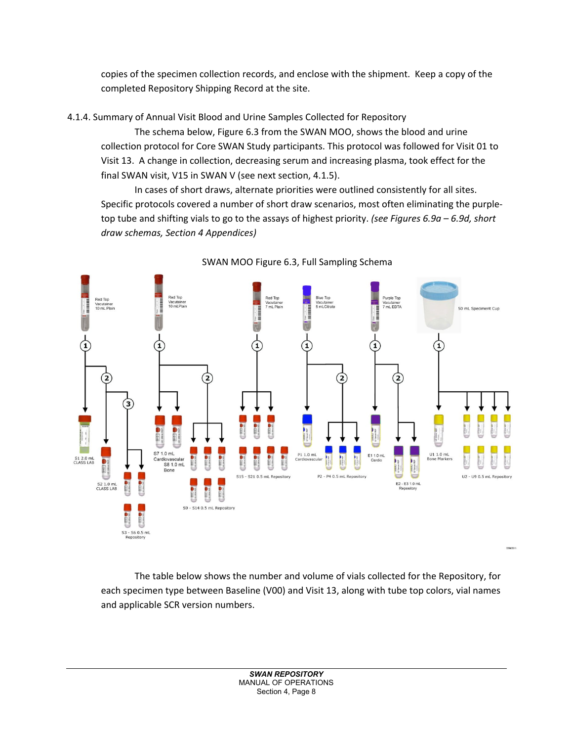copies of the specimen collection records, and enclose with the shipment. Keep a copy of the completed Repository Shipping Record at the site.

### 4.1.4. Summary of Annual Visit Blood and Urine Samples Collected for Repository

The schema below, Figure 6.3 from the SWAN MOO, shows the blood and urine collection protocol for Core SWAN Study participants. This protocol was followed for Visit 01 to Visit 13. A change in collection, decreasing serum and increasing plasma, took effect for the final SWAN visit, V15 in SWAN V (see next section, 4.1.5).

In cases of short draws, alternate priorities were outlined consistently for all sites. Specific protocols covered a number of short draw scenarios, most often eliminating the purple-top tube and shifting vials to go to the assays of highest priority. *(see Figures 6.9a – 6.9d, short draw schemas, Section 4 Appendices)*

SWAN MOO Figure 6.3, Full Sampling Schema

Red Top Vacutainer 10 mL Plain — S1 2.0 mL CLASS LAB; S2 1.0 mL CLASS LAB; S3 - S6 0.5 mL Repository

Red Top Vacutainer 10 mL Plain — S7 1.0 mL Cardiovascular; S8 1.0 mL Bone; S9 - S14 0.5 mL Repository

Red Top Vacutainer 7 mL Plain — S15 - S21 0.5 mL Repository

Blue Top Vacutainer 5 mL Citrate — P1 1.0 mL Cardiovascular; P2 - P4 0.5 mL Repository

Purple Top Vacutainer 7 mL EDTA — E1 1.0 mL Cardio; E2 - E3 1.0 mL Repository

50 mL Specimen Cup — U1 1.0 mL Bone Markers; U2 - U9 0.5 mL Repository

The table below shows the number and volume of vials collected for the Repository, for each specimen type between Baseline (V00) and Visit 13, along with tube top colors, vial names and applicable SCR version numbers.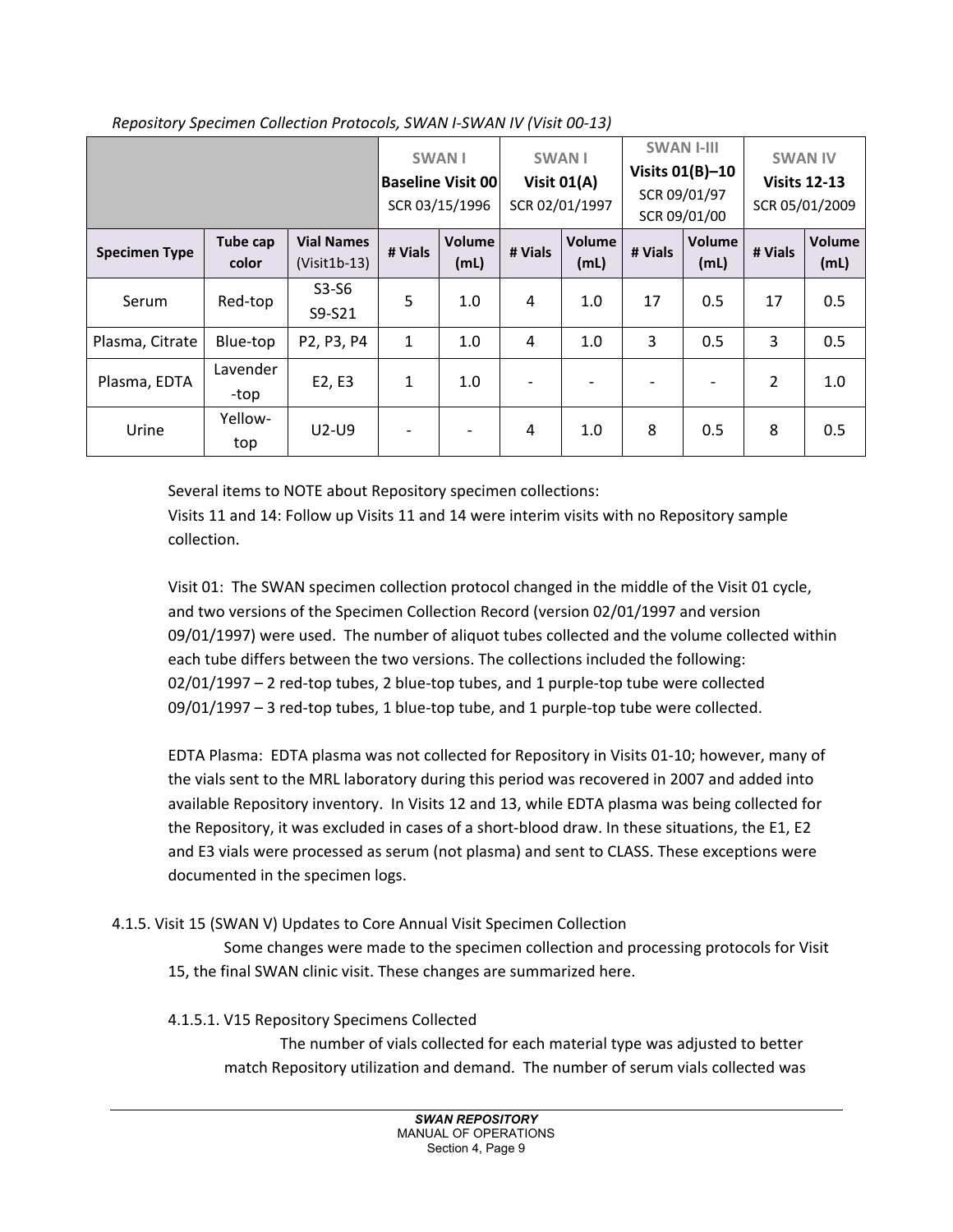*Repository Specimen Collection Protocols, SWAN I-SWAN IV (Visit 00-13)*

| | | | SWAN I **Baseline Visit 00** SCR 03/15/1996 | | SWAN I **Visit 01(A)** SCR 02/01/1997 | | SWAN I-III **Visits 01(B)–10** SCR 09/01/97 SCR 09/01/00 | | SWAN IV **Visits 12-13** SCR 05/01/2009 | |
|---|---|---|---|---|---|---|---|---|---|---|
| **Specimen Type** | **Tube cap color** | **Vial Names** (Visit1b-13) | **# Vials** | **Volume (mL)** | **# Vials** | **Volume (mL)** | **# Vials** | **Volume (mL)** | **# Vials** | **Volume (mL)** |
| Serum | Red-top | S3-S6 S9-S21 | 5 | 1.0 | 4 | 1.0 | 17 | 0.5 | 17 | 0.5 |
| Plasma, Citrate | Blue-top | P2, P3, P4 | 1 | 1.0 | 4 | 1.0 | 3 | 0.5 | 3 | 0.5 |
| Plasma, EDTA | Lavender -top | E2, E3 | 1 | 1.0 | - | - | - | - | 2 | 1.0 |
| Urine | Yellow-top | U2-U9 | - | - | 4 | 1.0 | 8 | 0.5 | 8 | 0.5 |

Several items to NOTE about Repository specimen collections:
Visits 11 and 14: Follow up Visits 11 and 14 were interim visits with no Repository sample collection.

Visit 01: The SWAN specimen collection protocol changed in the middle of the Visit 01 cycle, and two versions of the Specimen Collection Record (version 02/01/1997 and version 09/01/1997) were used. The number of aliquot tubes collected and the volume collected within each tube differs between the two versions. The collections included the following:
02/01/1997 – 2 red-top tubes, 2 blue-top tubes, and 1 purple-top tube were collected
09/01/1997 – 3 red-top tubes, 1 blue-top tube, and 1 purple-top tube were collected.

EDTA Plasma: EDTA plasma was not collected for Repository in Visits 01-10; however, many of the vials sent to the MRL laboratory during this period was recovered in 2007 and added into available Repository inventory. In Visits 12 and 13, while EDTA plasma was being collected for the Repository, it was excluded in cases of a short-blood draw. In these situations, the E1, E2 and E3 vials were processed as serum (not plasma) and sent to CLASS. These exceptions were documented in the specimen logs.

### 4.1.5. Visit 15 (SWAN V) Updates to Core Annual Visit Specimen Collection

Some changes were made to the specimen collection and processing protocols for Visit 15, the final SWAN clinic visit. These changes are summarized here.

#### 4.1.5.1. V15 Repository Specimens Collected

The number of vials collected for each material type was adjusted to better match Repository utilization and demand. The number of serum vials collected was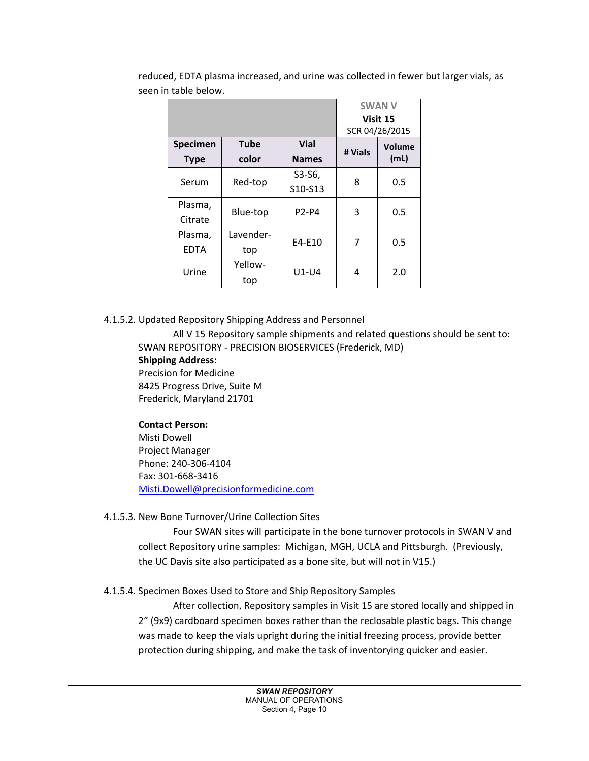reduced, EDTA plasma increased, and urine was collected in fewer but larger vials, as seen in table below.

| | | | SWAN V **Visit 15** SCR 04/26/2015 | |
|---|---|---|---|---|
| **Specimen Type** | **Tube color** | **Vial Names** | **# Vials** | **Volume (mL)** |
| Serum | Red-top | S3-S6, S10-S13 | 8 | 0.5 |
| Plasma, Citrate | Blue-top | P2-P4 | 3 | 0.5 |
| Plasma, EDTA | Lavender-top | E4-E10 | 7 | 0.5 |
| Urine | Yellow-top | U1-U4 | 4 | 2.0 |

4.1.5.2. Updated Repository Shipping Address and Personnel

All V 15 Repository sample shipments and related questions should be sent to: SWAN REPOSITORY - PRECISION BIOSERVICES (Frederick, MD)

**Shipping Address:**
Precision for Medicine
8425 Progress Drive, Suite M
Frederick, Maryland 21701

**Contact Person:**
Misti Dowell
Project Manager
Phone: 240-306-4104
Fax: 301-668-3416
Misti.Dowell@precisionformedicine.com

4.1.5.3. New Bone Turnover/Urine Collection Sites

Four SWAN sites will participate in the bone turnover protocols in SWAN V and collect Repository urine samples: Michigan, MGH, UCLA and Pittsburgh. (Previously, the UC Davis site also participated as a bone site, but will not in V15.)

4.1.5.4. Specimen Boxes Used to Store and Ship Repository Samples

After collection, Repository samples in Visit 15 are stored locally and shipped in 2" (9x9) cardboard specimen boxes rather than the reclosable plastic bags. This change was made to keep the vials upright during the initial freezing process, provide better protection during shipping, and make the task of inventorying quicker and easier.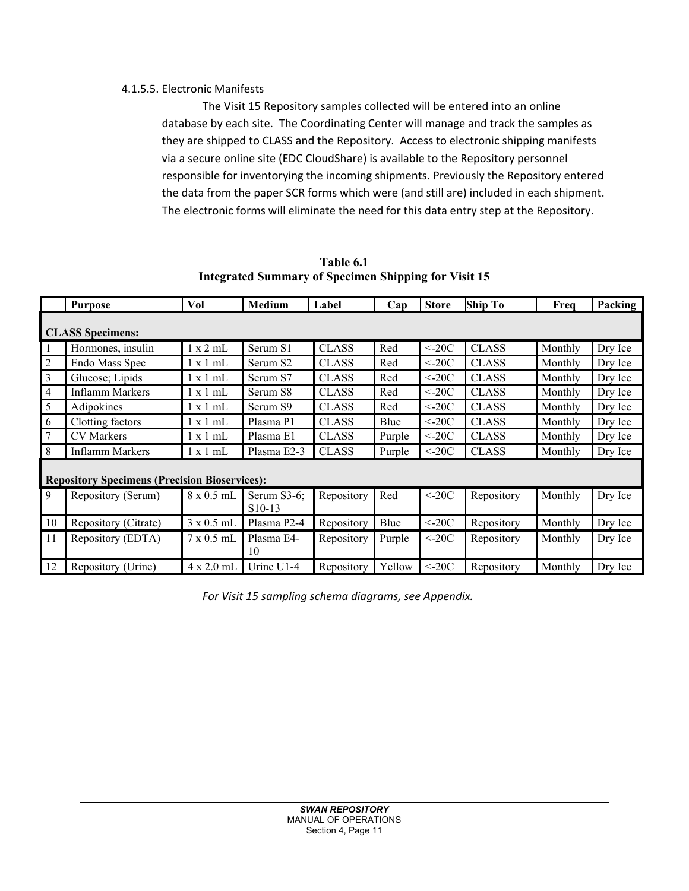#### 4.1.5.5. Electronic Manifests

The Visit 15 Repository samples collected will be entered into an online database by each site. The Coordinating Center will manage and track the samples as they are shipped to CLASS and the Repository. Access to electronic shipping manifests via a secure online site (EDC CloudShare) is available to the Repository personnel responsible for inventorying the incoming shipments. Previously the Repository entered the data from the paper SCR forms which were (and still are) included in each shipment. The electronic forms will eliminate the need for this data entry step at the Repository.

**Table 6.1**
**Integrated Summary of Specimen Shipping for Visit 15**

| | Purpose | Vol | Medium | Label | Cap | Store | Ship To | Freq | Packing |
|---|---|---|---|---|---|---|---|---|---|
| **CLASS Specimens:** | | | | | | | | | |
| 1 | Hormones, insulin | 1 x 2 mL | Serum S1 | CLASS | Red | <-20C | CLASS | Monthly | Dry Ice |
| 2 | Endo Mass Spec | 1 x 1 mL | Serum S2 | CLASS | Red | <-20C | CLASS | Monthly | Dry Ice |
| 3 | Glucose; Lipids | 1 x 1 mL | Serum S7 | CLASS | Red | <-20C | CLASS | Monthly | Dry Ice |
| 4 | Inflamm Markers | 1 x 1 mL | Serum S8 | CLASS | Red | <-20C | CLASS | Monthly | Dry Ice |
| 5 | Adipokines | 1 x 1 mL | Serum S9 | CLASS | Red | <-20C | CLASS | Monthly | Dry Ice |
| 6 | Clotting factors | 1 x 1 mL | Plasma P1 | CLASS | Blue | <-20C | CLASS | Monthly | Dry Ice |
| 7 | CV Markers | 1 x 1 mL | Plasma E1 | CLASS | Purple | <-20C | CLASS | Monthly | Dry Ice |
| 8 | Inflamm Markers | 1 x 1 mL | Plasma E2-3 | CLASS | Purple | <-20C | CLASS | Monthly | Dry Ice |
| **Repository Specimens (Precision Bioservices):** | | | | | | | | | |
| 9 | Repository (Serum) | 8 x 0.5 mL | Serum S3-6; S10-13 | Repository | Red | <-20C | Repository | Monthly | Dry Ice |
| 10 | Repository (Citrate) | 3 x 0.5 mL | Plasma P2-4 | Repository | Blue | <-20C | Repository | Monthly | Dry Ice |
| 11 | Repository (EDTA) | 7 x 0.5 mL | Plasma E4-10 | Repository | Purple | <-20C | Repository | Monthly | Dry Ice |
| 12 | Repository (Urine) | 4 x 2.0 mL | Urine U1-4 | Repository | Yellow | <-20C | Repository | Monthly | Dry Ice |

*For Visit 15 sampling schema diagrams, see Appendix.*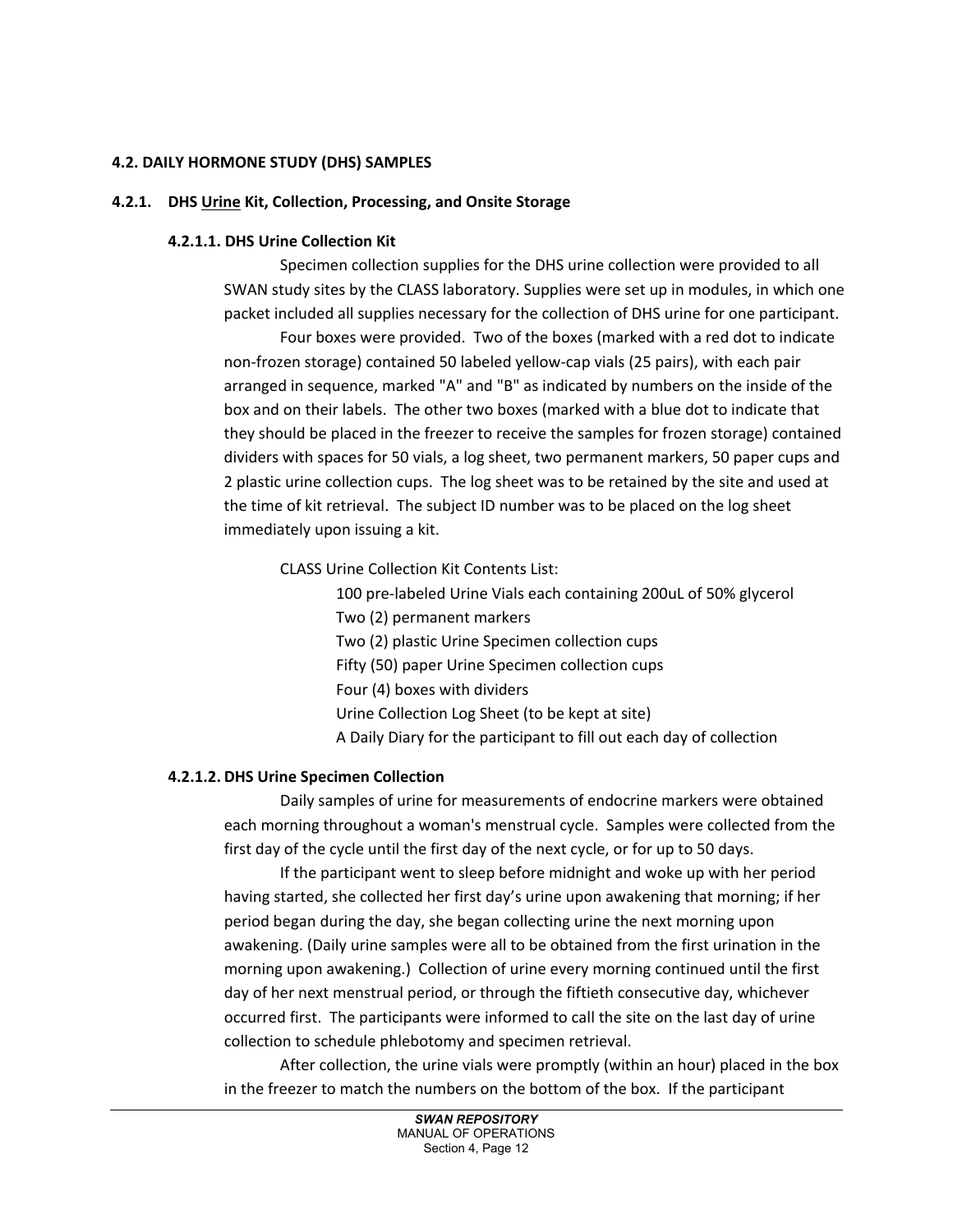## 4.2. DAILY HORMONE STUDY (DHS) SAMPLES

### 4.2.1. DHS Urine Kit, Collection, Processing, and Onsite Storage

#### 4.2.1.1. DHS Urine Collection Kit

Specimen collection supplies for the DHS urine collection were provided to all SWAN study sites by the CLASS laboratory. Supplies were set up in modules, in which one packet included all supplies necessary for the collection of DHS urine for one participant.

Four boxes were provided. Two of the boxes (marked with a red dot to indicate non-frozen storage) contained 50 labeled yellow-cap vials (25 pairs), with each pair arranged in sequence, marked "A" and "B" as indicated by numbers on the inside of the box and on their labels. The other two boxes (marked with a blue dot to indicate that they should be placed in the freezer to receive the samples for frozen storage) contained dividers with spaces for 50 vials, a log sheet, two permanent markers, 50 paper cups and 2 plastic urine collection cups. The log sheet was to be retained by the site and used at the time of kit retrieval. The subject ID number was to be placed on the log sheet immediately upon issuing a kit.

CLASS Urine Collection Kit Contents List:

- 100 pre-labeled Urine Vials each containing 200uL of 50% glycerol
- Two (2) permanent markers
- Two (2) plastic Urine Specimen collection cups
- Fifty (50) paper Urine Specimen collection cups
- Four (4) boxes with dividers
- Urine Collection Log Sheet (to be kept at site)
- A Daily Diary for the participant to fill out each day of collection

#### 4.2.1.2. DHS Urine Specimen Collection

Daily samples of urine for measurements of endocrine markers were obtained each morning throughout a woman's menstrual cycle. Samples were collected from the first day of the cycle until the first day of the next cycle, or for up to 50 days.

If the participant went to sleep before midnight and woke up with her period having started, she collected her first day's urine upon awakening that morning; if her period began during the day, she began collecting urine the next morning upon awakening. (Daily urine samples were all to be obtained from the first urination in the morning upon awakening.) Collection of urine every morning continued until the first day of her next menstrual period, or through the fiftieth consecutive day, whichever occurred first. The participants were informed to call the site on the last day of urine collection to schedule phlebotomy and specimen retrieval.

After collection, the urine vials were promptly (within an hour) placed in the box in the freezer to match the numbers on the bottom of the box. If the participant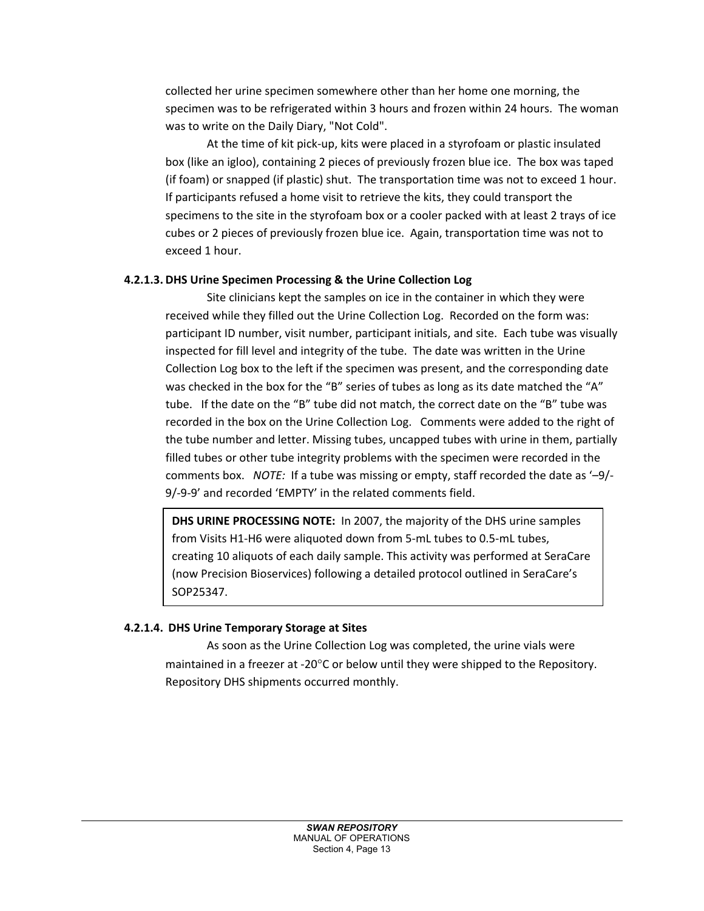collected her urine specimen somewhere other than her home one morning, the specimen was to be refrigerated within 3 hours and frozen within 24 hours. The woman was to write on the Daily Diary, "Not Cold".

At the time of kit pick-up, kits were placed in a styrofoam or plastic insulated box (like an igloo), containing 2 pieces of previously frozen blue ice. The box was taped (if foam) or snapped (if plastic) shut. The transportation time was not to exceed 1 hour. If participants refused a home visit to retrieve the kits, they could transport the specimens to the site in the styrofoam box or a cooler packed with at least 2 trays of ice cubes or 2 pieces of previously frozen blue ice. Again, transportation time was not to exceed 1 hour.

#### 4.2.1.3. DHS Urine Specimen Processing & the Urine Collection Log

Site clinicians kept the samples on ice in the container in which they were received while they filled out the Urine Collection Log. Recorded on the form was: participant ID number, visit number, participant initials, and site. Each tube was visually inspected for fill level and integrity of the tube. The date was written in the Urine Collection Log box to the left if the specimen was present, and the corresponding date was checked in the box for the "B" series of tubes as long as its date matched the "A" tube. If the date on the "B" tube did not match, the correct date on the "B" tube was recorded in the box on the Urine Collection Log. Comments were added to the right of the tube number and letter. Missing tubes, uncapped tubes with urine in them, partially filled tubes or other tube integrity problems with the specimen were recorded in the comments box. *NOTE:* If a tube was missing or empty, staff recorded the date as '–9/-9/-9-9' and recorded 'EMPTY' in the related comments field.

> **DHS URINE PROCESSING NOTE:** In 2007, the majority of the DHS urine samples from Visits H1-H6 were aliquoted down from 5-mL tubes to 0.5-mL tubes, creating 10 aliquots of each daily sample. This activity was performed at SeraCare (now Precision Bioservices) following a detailed protocol outlined in SeraCare's SOP25347.

#### 4.2.1.4. DHS Urine Temporary Storage at Sites

As soon as the Urine Collection Log was completed, the urine vials were maintained in a freezer at -20°C or below until they were shipped to the Repository. Repository DHS shipments occurred monthly.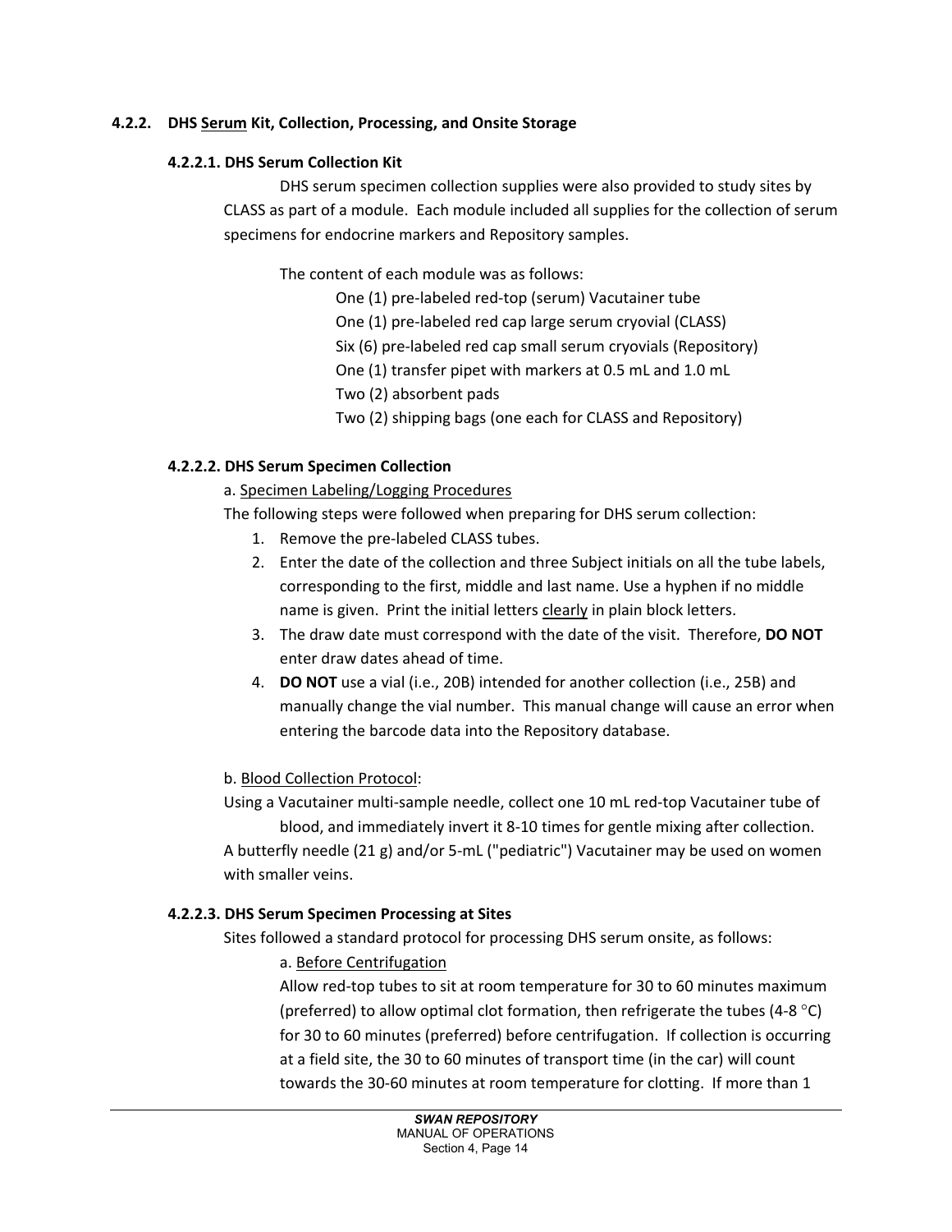### 4.2.2. DHS <u>Serum</u> Kit, Collection, Processing, and Onsite Storage

#### 4.2.2.1. DHS Serum Collection Kit

DHS serum specimen collection supplies were also provided to study sites by CLASS as part of a module. Each module included all supplies for the collection of serum specimens for endocrine markers and Repository samples.

The content of each module was as follows:

- One (1) pre-labeled red-top (serum) Vacutainer tube
- One (1) pre-labeled red cap large serum cryovial (CLASS)
- Six (6) pre-labeled red cap small serum cryovials (Repository)
- One (1) transfer pipet with markers at 0.5 mL and 1.0 mL
- Two (2) absorbent pads
- Two (2) shipping bags (one each for CLASS and Repository)

#### 4.2.2.2. DHS Serum Specimen Collection

a. <u>Specimen Labeling/Logging Procedures</u>

The following steps were followed when preparing for DHS serum collection:

1. Remove the pre-labeled CLASS tubes.
2. Enter the date of the collection and three Subject initials on all the tube labels, corresponding to the first, middle and last name. Use a hyphen if no middle name is given. Print the initial letters <u>clearly</u> in plain block letters.
3. The draw date must correspond with the date of the visit. Therefore, **DO NOT** enter draw dates ahead of time.
4. **DO NOT** use a vial (i.e., 20B) intended for another collection (i.e., 25B) and manually change the vial number. This manual change will cause an error when entering the barcode data into the Repository database.

b. <u>Blood Collection Protocol</u>:

Using a Vacutainer multi-sample needle, collect one 10 mL red-top Vacutainer tube of blood, and immediately invert it 8-10 times for gentle mixing after collection. A butterfly needle (21 g) and/or 5-mL ("pediatric") Vacutainer may be used on women with smaller veins.

#### 4.2.2.3. DHS Serum Specimen Processing at Sites

Sites followed a standard protocol for processing DHS serum onsite, as follows:

a. <u>Before Centrifugation</u>

Allow red-top tubes to sit at room temperature for 30 to 60 minutes maximum (preferred) to allow optimal clot formation, then refrigerate the tubes (4-8 °C) for 30 to 60 minutes (preferred) before centrifugation. If collection is occurring at a field site, the 30 to 60 minutes of transport time (in the car) will count towards the 30-60 minutes at room temperature for clotting. If more than 1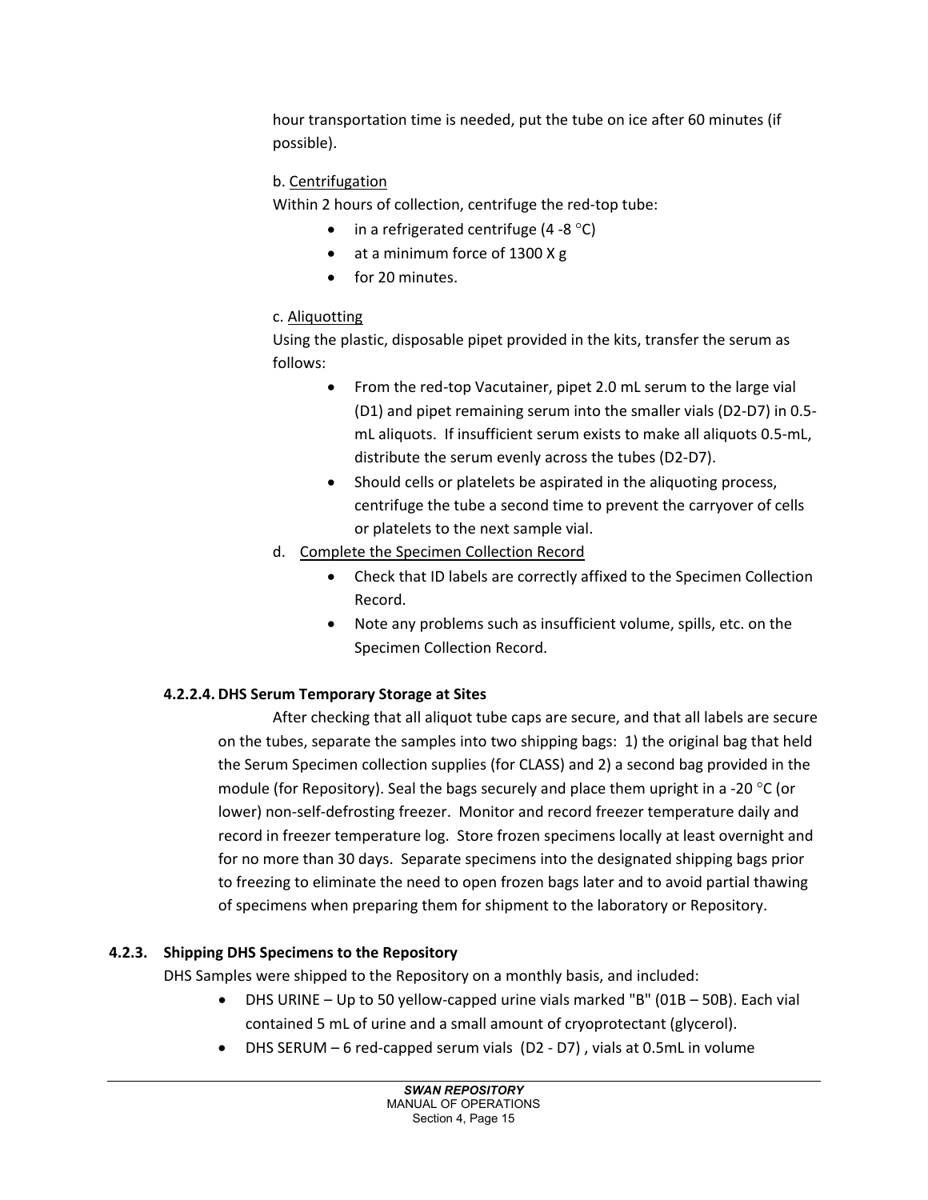hour transportation time is needed, put the tube on ice after 60 minutes (if possible).

b. Centrifugation

Within 2 hours of collection, centrifuge the red-top tube:

- in a refrigerated centrifuge (4 -8 °C)
- at a minimum force of 1300 X g
- for 20 minutes.

c. Aliquotting

Using the plastic, disposable pipet provided in the kits, transfer the serum as follows:

- From the red-top Vacutainer, pipet 2.0 mL serum to the large vial (D1) and pipet remaining serum into the smaller vials (D2-D7) in 0.5-mL aliquots. If insufficient serum exists to make all aliquots 0.5-mL, distribute the serum evenly across the tubes (D2-D7).
- Should cells or platelets be aspirated in the aliquoting process, centrifuge the tube a second time to prevent the carryover of cells or platelets to the next sample vial.

d. Complete the Specimen Collection Record

- Check that ID labels are correctly affixed to the Specimen Collection Record.
- Note any problems such as insufficient volume, spills, etc. on the Specimen Collection Record.

#### 4.2.2.4. DHS Serum Temporary Storage at Sites

After checking that all aliquot tube caps are secure, and that all labels are secure on the tubes, separate the samples into two shipping bags: 1) the original bag that held the Serum Specimen collection supplies (for CLASS) and 2) a second bag provided in the module (for Repository). Seal the bags securely and place them upright in a -20 °C (or lower) non-self-defrosting freezer. Monitor and record freezer temperature daily and record in freezer temperature log. Store frozen specimens locally at least overnight and for no more than 30 days. Separate specimens into the designated shipping bags prior to freezing to eliminate the need to open frozen bags later and to avoid partial thawing of specimens when preparing them for shipment to the laboratory or Repository.

### 4.2.3. Shipping DHS Specimens to the Repository

DHS Samples were shipped to the Repository on a monthly basis, and included:

- DHS URINE – Up to 50 yellow-capped urine vials marked "B" (01B – 50B). Each vial contained 5 mL of urine and a small amount of cryoprotectant (glycerol).
- DHS SERUM – 6 red-capped serum vials (D2 - D7) , vials at 0.5mL in volume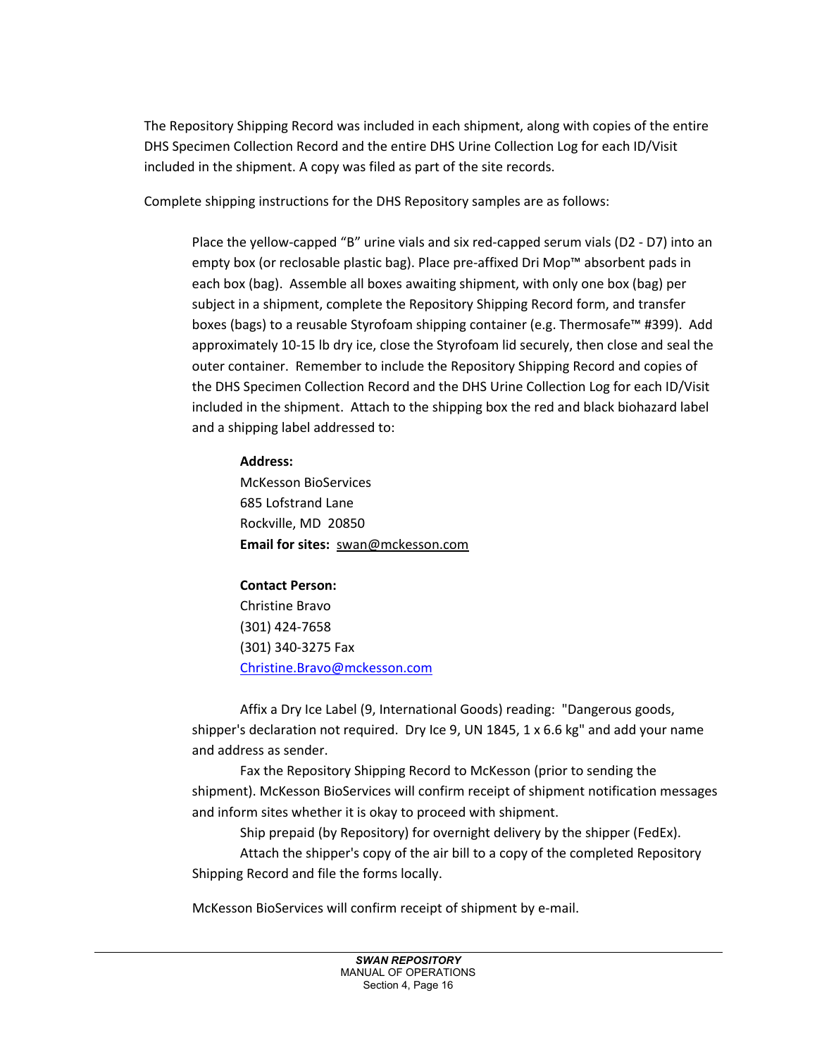The Repository Shipping Record was included in each shipment, along with copies of the entire DHS Specimen Collection Record and the entire DHS Urine Collection Log for each ID/Visit included in the shipment. A copy was filed as part of the site records.

Complete shipping instructions for the DHS Repository samples are as follows:

> Place the yellow-capped "B" urine vials and six red-capped serum vials (D2 - D7) into an empty box (or reclosable plastic bag). Place pre-affixed Dri Mop™ absorbent pads in each box (bag). Assemble all boxes awaiting shipment, with only one box (bag) per subject in a shipment, complete the Repository Shipping Record form, and transfer boxes (bags) to a reusable Styrofoam shipping container (e.g. Thermosafe™ #399). Add approximately 10-15 lb dry ice, close the Styrofoam lid securely, then close and seal the outer container. Remember to include the Repository Shipping Record and copies of the DHS Specimen Collection Record and the DHS Urine Collection Log for each ID/Visit included in the shipment. Attach to the shipping box the red and black biohazard label and a shipping label addressed to:
>
> **Address:**
> McKesson BioServices
> 685 Lofstrand Lane
> Rockville, MD 20850
> **Email for sites:** swan@mckesson.com
>
> **Contact Person:**
> Christine Bravo
> (301) 424-7658
> (301) 340-3275 Fax
> Christine.Bravo@mckesson.com
>
> Affix a Dry Ice Label (9, International Goods) reading: "Dangerous goods, shipper's declaration not required. Dry Ice 9, UN 1845, 1 x 6.6 kg" and add your name and address as sender.
>
> Fax the Repository Shipping Record to McKesson (prior to sending the shipment). McKesson BioServices will confirm receipt of shipment notification messages and inform sites whether it is okay to proceed with shipment.
>
> Ship prepaid (by Repository) for overnight delivery by the shipper (FedEx).
>
> Attach the shipper's copy of the air bill to a copy of the completed Repository Shipping Record and file the forms locally.
>
> McKesson BioServices will confirm receipt of shipment by e-mail.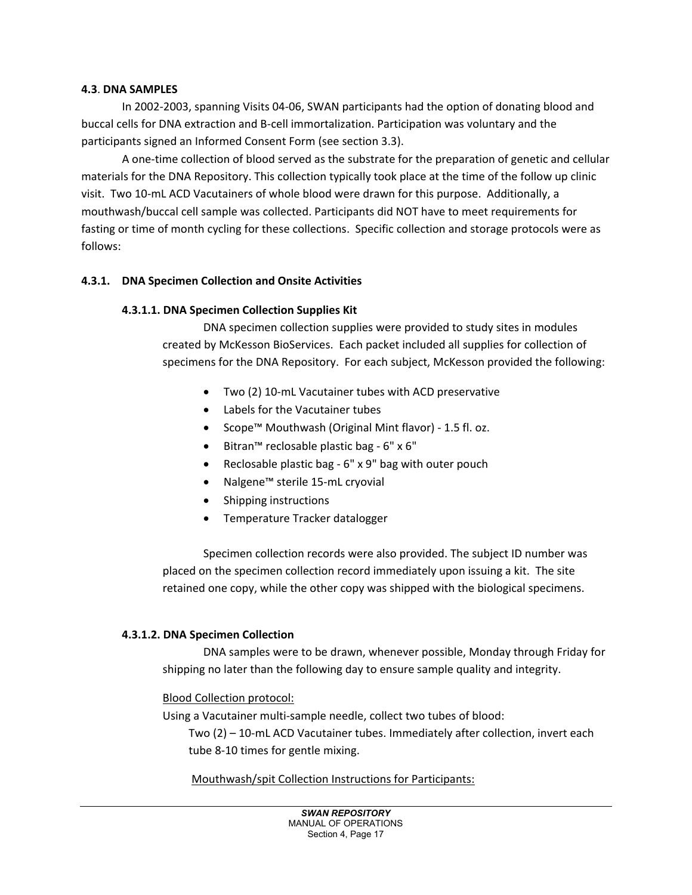### 4.3. DNA SAMPLES

In 2002-2003, spanning Visits 04-06, SWAN participants had the option of donating blood and buccal cells for DNA extraction and B-cell immortalization. Participation was voluntary and the participants signed an Informed Consent Form (see section 3.3).

A one-time collection of blood served as the substrate for the preparation of genetic and cellular materials for the DNA Repository. This collection typically took place at the time of the follow up clinic visit. Two 10-mL ACD Vacutainers of whole blood were drawn for this purpose. Additionally, a mouthwash/buccal cell sample was collected. Participants did NOT have to meet requirements for fasting or time of month cycling for these collections. Specific collection and storage protocols were as follows:

#### 4.3.1. DNA Specimen Collection and Onsite Activities

##### 4.3.1.1. DNA Specimen Collection Supplies Kit

DNA specimen collection supplies were provided to study sites in modules created by McKesson BioServices. Each packet included all supplies for collection of specimens for the DNA Repository. For each subject, McKesson provided the following:

- Two (2) 10-mL Vacutainer tubes with ACD preservative
- Labels for the Vacutainer tubes
- Scope™ Mouthwash (Original Mint flavor) - 1.5 fl. oz.
- Bitran™ reclosable plastic bag - 6" x 6"
- Reclosable plastic bag - 6" x 9" bag with outer pouch
- Nalgene™ sterile 15-mL cryovial
- Shipping instructions
- Temperature Tracker datalogger

Specimen collection records were also provided. The subject ID number was placed on the specimen collection record immediately upon issuing a kit. The site retained one copy, while the other copy was shipped with the biological specimens.

##### 4.3.1.2. DNA Specimen Collection

DNA samples were to be drawn, whenever possible, Monday through Friday for shipping no later than the following day to ensure sample quality and integrity.

Blood Collection protocol:

Using a Vacutainer multi-sample needle, collect two tubes of blood:

Two (2) – 10-mL ACD Vacutainer tubes. Immediately after collection, invert each tube 8-10 times for gentle mixing.

Mouthwash/spit Collection Instructions for Participants: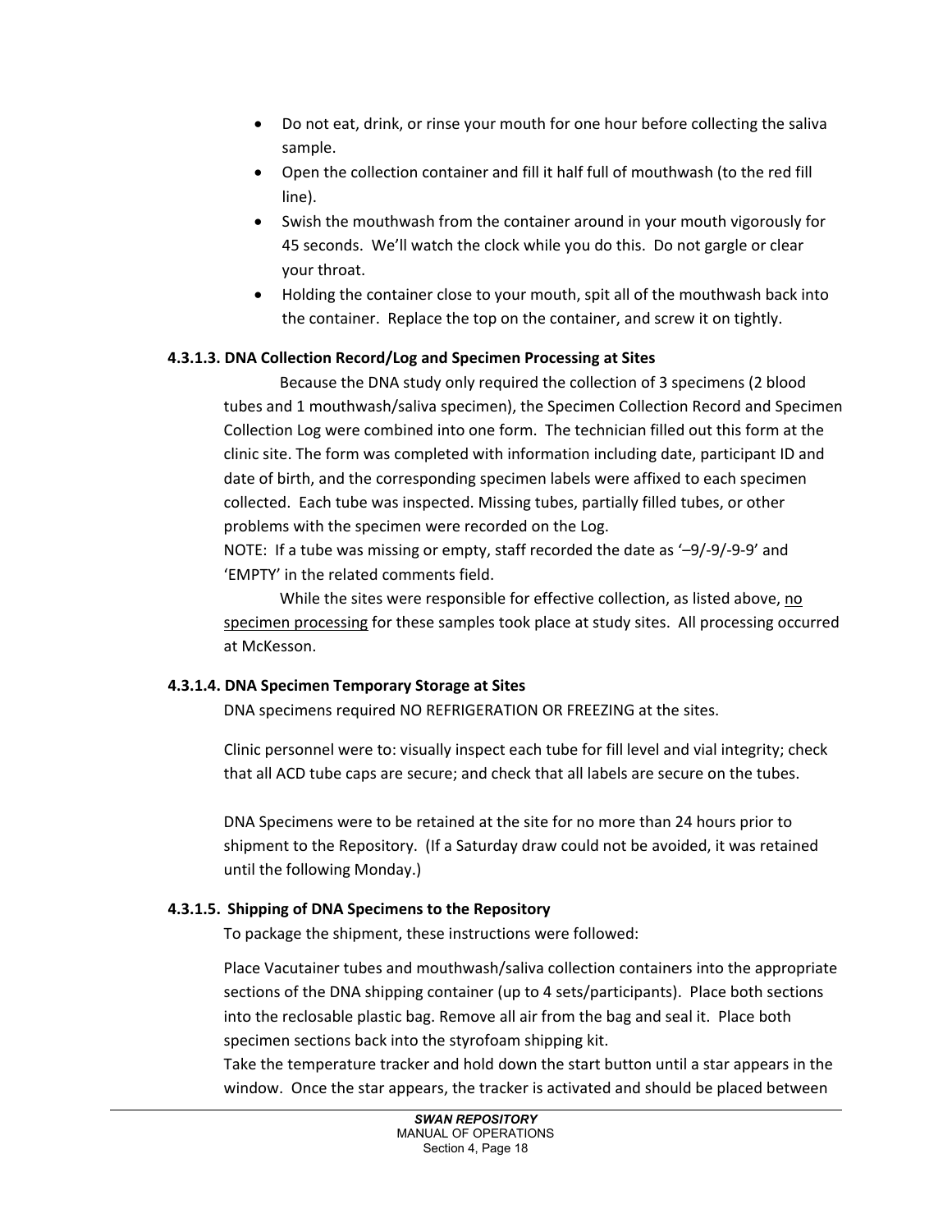- Do not eat, drink, or rinse your mouth for one hour before collecting the saliva sample.
- Open the collection container and fill it half full of mouthwash (to the red fill line).
- Swish the mouthwash from the container around in your mouth vigorously for 45 seconds. We'll watch the clock while you do this. Do not gargle or clear your throat.
- Holding the container close to your mouth, spit all of the mouthwash back into the container. Replace the top on the container, and screw it on tightly.

#### 4.3.1.3. DNA Collection Record/Log and Specimen Processing at Sites

Because the DNA study only required the collection of 3 specimens (2 blood tubes and 1 mouthwash/saliva specimen), the Specimen Collection Record and Specimen Collection Log were combined into one form. The technician filled out this form at the clinic site. The form was completed with information including date, participant ID and date of birth, and the corresponding specimen labels were affixed to each specimen collected. Each tube was inspected. Missing tubes, partially filled tubes, or other problems with the specimen were recorded on the Log.

NOTE: If a tube was missing or empty, staff recorded the date as '–9/-9/-9-9' and 'EMPTY' in the related comments field.

While the sites were responsible for effective collection, as listed above, no specimen processing for these samples took place at study sites. All processing occurred at McKesson.

#### 4.3.1.4. DNA Specimen Temporary Storage at Sites

DNA specimens required NO REFRIGERATION OR FREEZING at the sites.

Clinic personnel were to: visually inspect each tube for fill level and vial integrity; check that all ACD tube caps are secure; and check that all labels are secure on the tubes.

DNA Specimens were to be retained at the site for no more than 24 hours prior to shipment to the Repository. (If a Saturday draw could not be avoided, it was retained until the following Monday.)

#### 4.3.1.5. Shipping of DNA Specimens to the Repository

To package the shipment, these instructions were followed:

Place Vacutainer tubes and mouthwash/saliva collection containers into the appropriate sections of the DNA shipping container (up to 4 sets/participants). Place both sections into the reclosable plastic bag. Remove all air from the bag and seal it. Place both specimen sections back into the styrofoam shipping kit.

Take the temperature tracker and hold down the start button until a star appears in the window. Once the star appears, the tracker is activated and should be placed between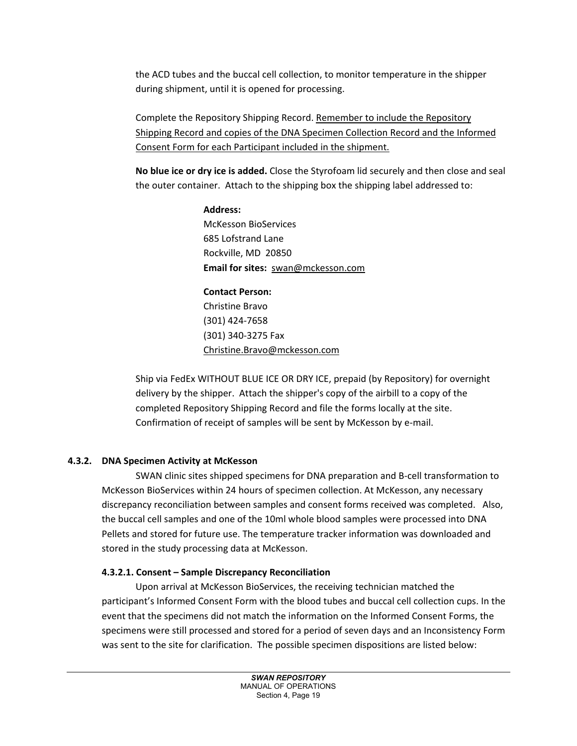the ACD tubes and the buccal cell collection, to monitor temperature in the shipper during shipment, until it is opened for processing.

Complete the Repository Shipping Record. Remember to include the Repository Shipping Record and copies of the DNA Specimen Collection Record and the Informed Consent Form for each Participant included in the shipment.

**No blue ice or dry ice is added.** Close the Styrofoam lid securely and then close and seal the outer container. Attach to the shipping box the shipping label addressed to:

> **Address:**
> McKesson BioServices
> 685 Lofstrand Lane
> Rockville, MD 20850
> **Email for sites:** swan@mckesson.com
>
> **Contact Person:**
> Christine Bravo
> (301) 424-7658
> (301) 340-3275 Fax
> Christine.Bravo@mckesson.com

Ship via FedEx WITHOUT BLUE ICE OR DRY ICE, prepaid (by Repository) for overnight delivery by the shipper. Attach the shipper's copy of the airbill to a copy of the completed Repository Shipping Record and file the forms locally at the site. Confirmation of receipt of samples will be sent by McKesson by e-mail.

### 4.3.2. DNA Specimen Activity at McKesson

SWAN clinic sites shipped specimens for DNA preparation and B-cell transformation to McKesson BioServices within 24 hours of specimen collection. At McKesson, any necessary discrepancy reconciliation between samples and consent forms received was completed. Also, the buccal cell samples and one of the 10ml whole blood samples were processed into DNA Pellets and stored for future use. The temperature tracker information was downloaded and stored in the study processing data at McKesson.

#### 4.3.2.1. Consent – Sample Discrepancy Reconciliation

Upon arrival at McKesson BioServices, the receiving technician matched the participant's Informed Consent Form with the blood tubes and buccal cell collection cups. In the event that the specimens did not match the information on the Informed Consent Forms, the specimens were still processed and stored for a period of seven days and an Inconsistency Form was sent to the site for clarification. The possible specimen dispositions are listed below: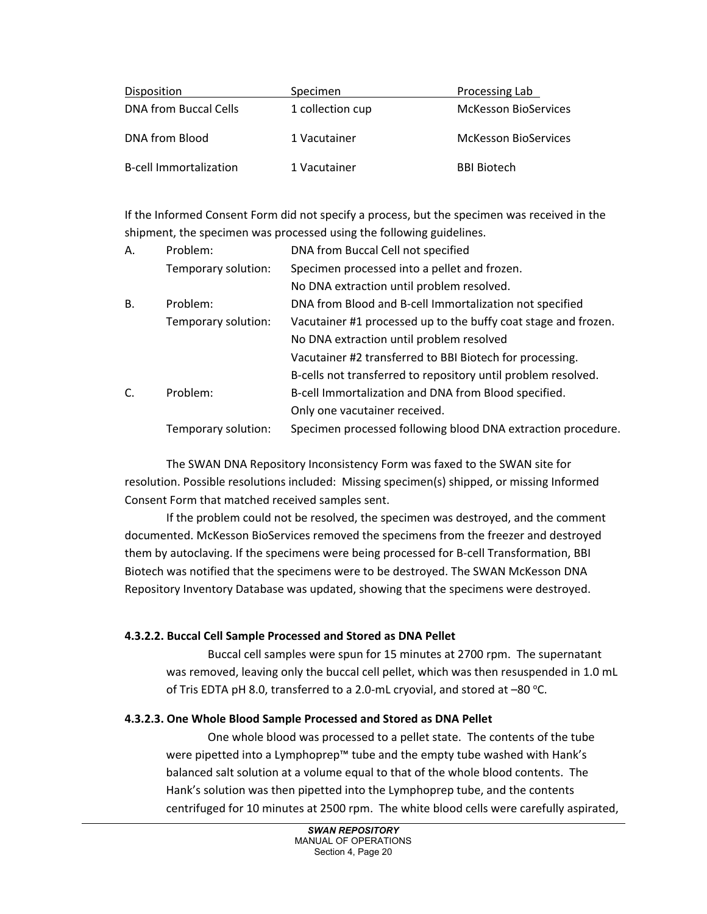| Disposition | Specimen | Processing Lab |
| --- | --- | --- |
| DNA from Buccal Cells | 1 collection cup | McKesson BioServices |
| DNA from Blood | 1 Vacutainer | McKesson BioServices |
| B-cell Immortalization | 1 Vacutainer | BBI Biotech |

If the Informed Consent Form did not specify a process, but the specimen was received in the shipment, the specimen was processed using the following guidelines.

A. Problem: DNA from Buccal Cell not specified
   Temporary solution: Specimen processed into a pellet and frozen. No DNA extraction until problem resolved.

B. Problem: DNA from Blood and B-cell Immortalization not specified
   Temporary solution: Vacutainer #1 processed up to the buffy coat stage and frozen. No DNA extraction until problem resolved
   Vacutainer #2 transferred to BBI Biotech for processing. B-cells not transferred to repository until problem resolved.

C. Problem: B-cell Immortalization and DNA from Blood specified. Only one vacutainer received.
   Temporary solution: Specimen processed following blood DNA extraction procedure.

The SWAN DNA Repository Inconsistency Form was faxed to the SWAN site for resolution. Possible resolutions included: Missing specimen(s) shipped, or missing Informed Consent Form that matched received samples sent.

If the problem could not be resolved, the specimen was destroyed, and the comment documented. McKesson BioServices removed the specimens from the freezer and destroyed them by autoclaving. If the specimens were being processed for B-cell Transformation, BBI Biotech was notified that the specimens were to be destroyed. The SWAN McKesson DNA Repository Inventory Database was updated, showing that the specimens were destroyed.

#### 4.3.2.2. Buccal Cell Sample Processed and Stored as DNA Pellet

Buccal cell samples were spun for 15 minutes at 2700 rpm. The supernatant was removed, leaving only the buccal cell pellet, which was then resuspended in 1.0 mL of Tris EDTA pH 8.0, transferred to a 2.0-mL cryovial, and stored at –80 °C.

#### 4.3.2.3. One Whole Blood Sample Processed and Stored as DNA Pellet

One whole blood was processed to a pellet state. The contents of the tube were pipetted into a Lymphoprep™ tube and the empty tube washed with Hank's balanced salt solution at a volume equal to that of the whole blood contents. The Hank's solution was then pipetted into the Lymphoprep tube, and the contents centrifuged for 10 minutes at 2500 rpm. The white blood cells were carefully aspirated,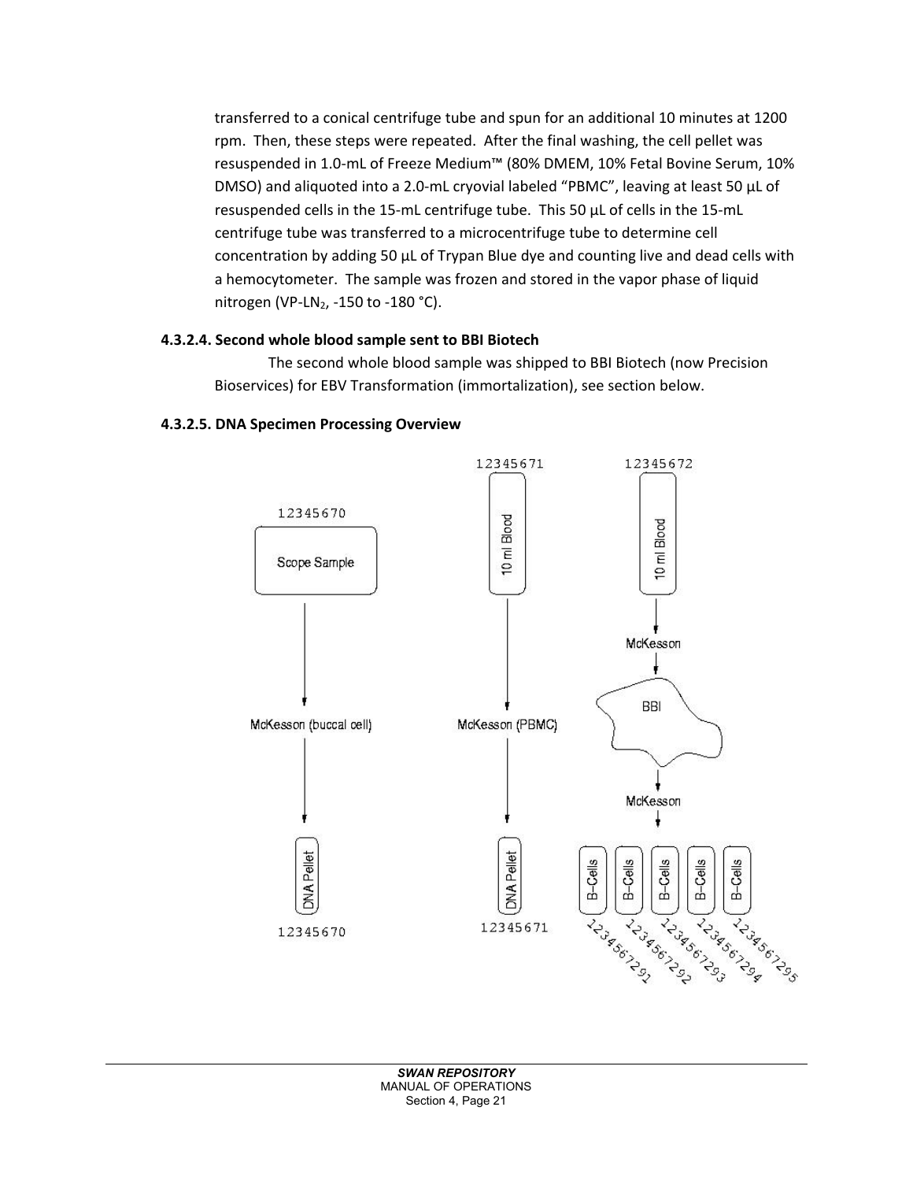transferred to a conical centrifuge tube and spun for an additional 10 minutes at 1200 rpm. Then, these steps were repeated. After the final washing, the cell pellet was resuspended in 1.0-mL of Freeze Medium™ (80% DMEM, 10% Fetal Bovine Serum, 10% DMSO) and aliquoted into a 2.0-mL cryovial labeled "PBMC", leaving at least 50 µL of resuspended cells in the 15-mL centrifuge tube. This 50 µL of cells in the 15-mL centrifuge tube was transferred to a microcentrifuge tube to determine cell concentration by adding 50 µL of Trypan Blue dye and counting live and dead cells with a hemocytometer. The sample was frozen and stored in the vapor phase of liquid nitrogen (VP-$LN_2$, -150 to -180 °C).

**4.3.2.4. Second whole blood sample sent to BBI Biotech**

The second whole blood sample was shipped to BBI Biotech (now Precision Bioservices) for EBV Transformation (immortalization), see section below.

**4.3.2.5. DNA Specimen Processing Overview**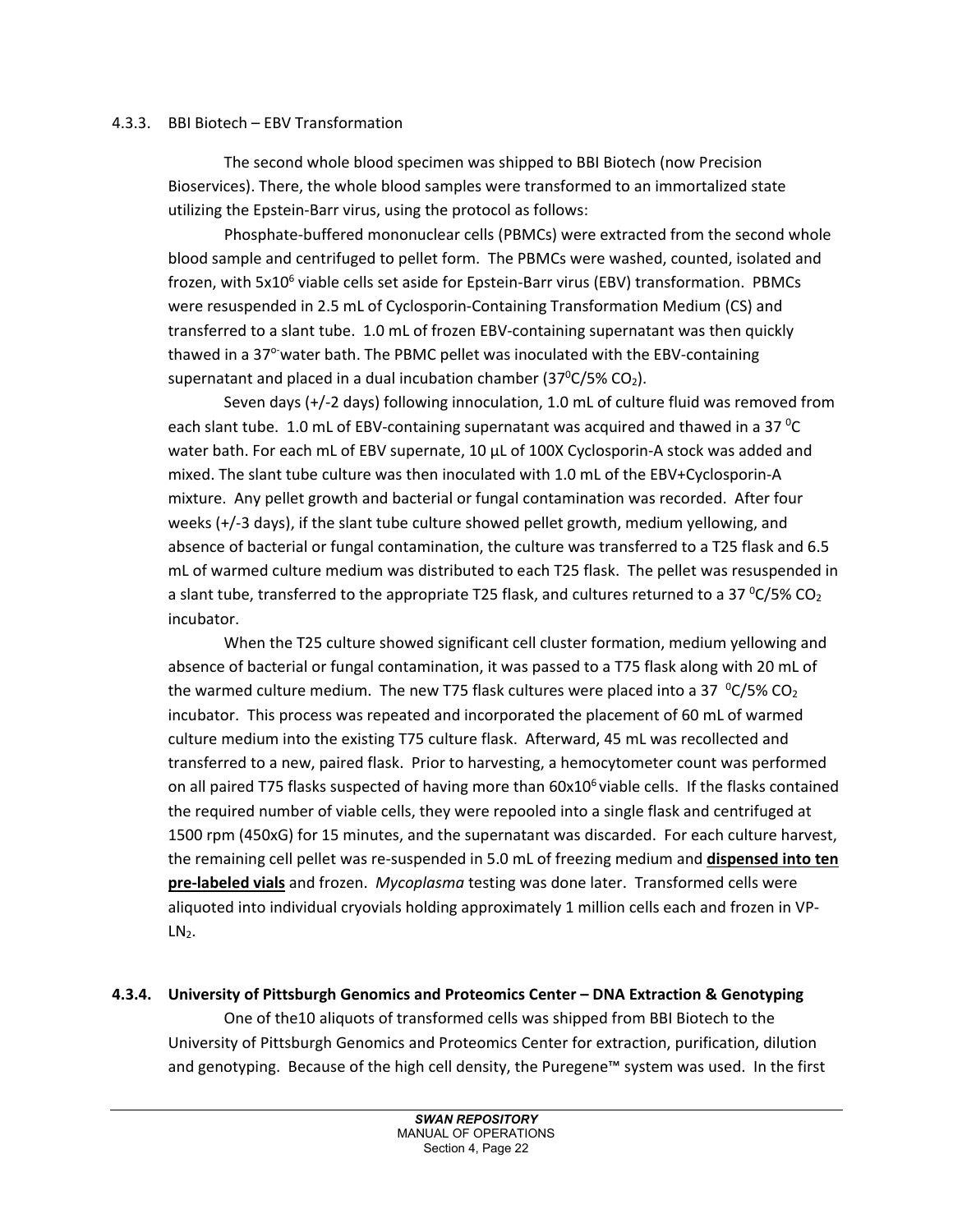### 4.3.3. BBI Biotech – EBV Transformation

The second whole blood specimen was shipped to BBI Biotech (now Precision Bioservices). There, the whole blood samples were transformed to an immortalized state utilizing the Epstein-Barr virus, using the protocol as follows:

Phosphate-buffered mononuclear cells (PBMCs) were extracted from the second whole blood sample and centrifuged to pellet form. The PBMCs were washed, counted, isolated and frozen, with $5x10^6$ viable cells set aside for Epstein-Barr virus (EBV) transformation. PBMCs were resuspended in 2.5 mL of Cyclosporin-Containing Transformation Medium (CS) and transferred to a slant tube. 1.0 mL of frozen EBV-containing supernatant was then quickly thawed in a 37°-water bath. The PBMC pellet was inoculated with the EBV-containing supernatant and placed in a dual incubation chamber (37°C/5% $CO_2$).

Seven days (+/-2 days) following innoculation, 1.0 mL of culture fluid was removed from each slant tube. 1.0 mL of EBV-containing supernatant was acquired and thawed in a 37 °C water bath. For each mL of EBV supernate, 10 µL of 100X Cyclosporin-A stock was added and mixed. The slant tube culture was then inoculated with 1.0 mL of the EBV+Cyclosporin-A mixture. Any pellet growth and bacterial or fungal contamination was recorded. After four weeks (+/-3 days), if the slant tube culture showed pellet growth, medium yellowing, and absence of bacterial or fungal contamination, the culture was transferred to a T25 flask and 6.5 mL of warmed culture medium was distributed to each T25 flask. The pellet was resuspended in a slant tube, transferred to the appropriate T25 flask, and cultures returned to a 37 °C/5% $CO_2$ incubator.

When the T25 culture showed significant cell cluster formation, medium yellowing and absence of bacterial or fungal contamination, it was passed to a T75 flask along with 20 mL of the warmed culture medium. The new T75 flask cultures were placed into a 37 °C/5% $CO_2$ incubator. This process was repeated and incorporated the placement of 60 mL of warmed culture medium into the existing T75 culture flask. Afterward, 45 mL was recollected and transferred to a new, paired flask. Prior to harvesting, a hemocytometer count was performed on all paired T75 flasks suspected of having more than $60x10^6$ viable cells. If the flasks contained the required number of viable cells, they were repooled into a single flask and centrifuged at 1500 rpm (450xG) for 15 minutes, and the supernatant was discarded. For each culture harvest, the remaining cell pellet was re-suspended in 5.0 mL of freezing medium and **dispensed into ten pre-labeled vials** and frozen. *Mycoplasma* testing was done later. Transformed cells were aliquoted into individual cryovials holding approximately 1 million cells each and frozen in VP-$LN_2$.

### 4.3.4. University of Pittsburgh Genomics and Proteomics Center – DNA Extraction & Genotyping

One of the10 aliquots of transformed cells was shipped from BBI Biotech to the University of Pittsburgh Genomics and Proteomics Center for extraction, purification, dilution and genotyping. Because of the high cell density, the Puregene™ system was used. In the first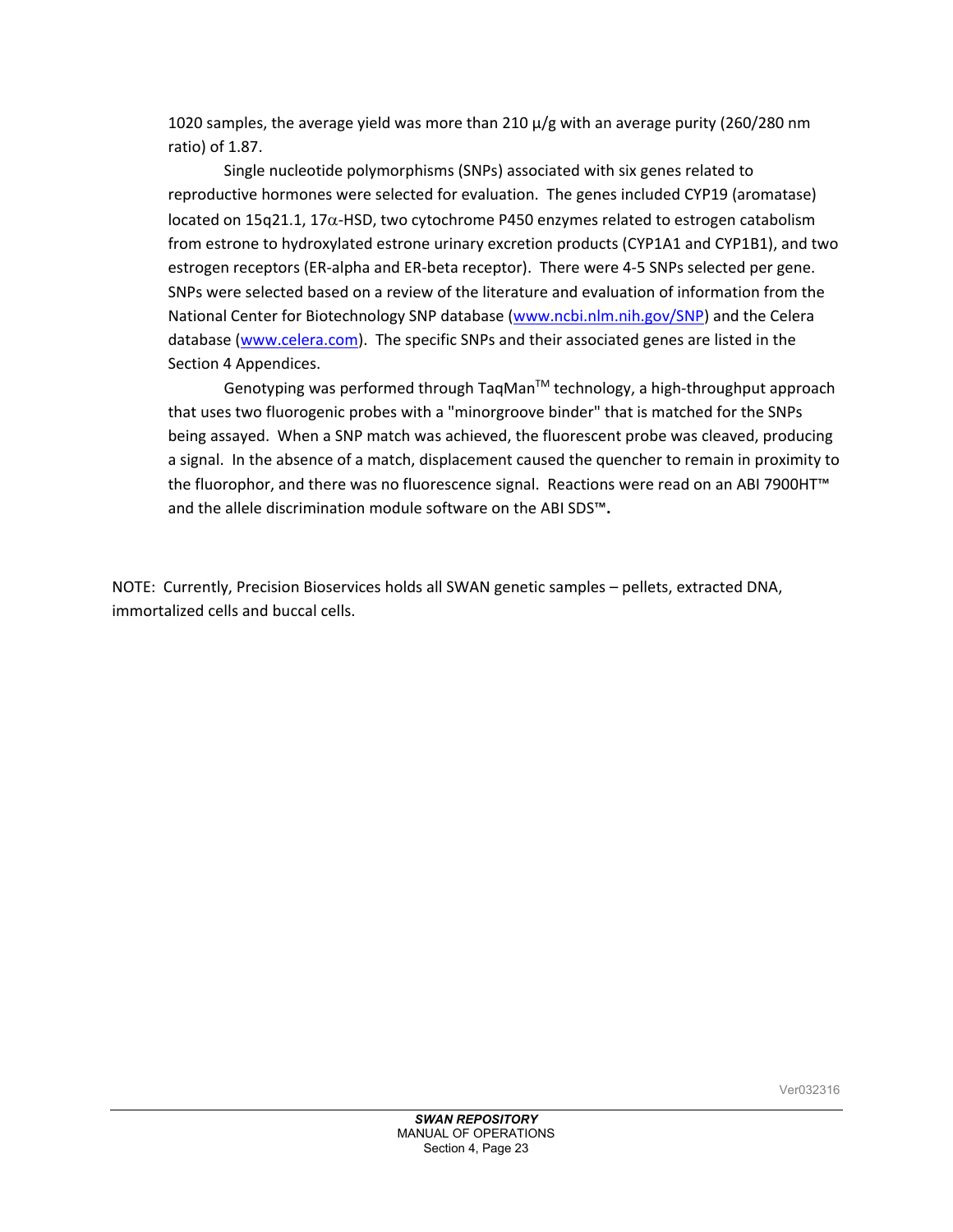1020 samples, the average yield was more than 210 µ/g with an average purity (260/280 nm ratio) of 1.87.

Single nucleotide polymorphisms (SNPs) associated with six genes related to reproductive hormones were selected for evaluation. The genes included CYP19 (aromatase) located on 15q21.1, 17$\alpha$-HSD, two cytochrome P450 enzymes related to estrogen catabolism from estrone to hydroxylated estrone urinary excretion products (CYP1A1 and CYP1B1), and two estrogen receptors (ER-alpha and ER-beta receptor). There were 4-5 SNPs selected per gene. SNPs were selected based on a review of the literature and evaluation of information from the National Center for Biotechnology SNP database (www.ncbi.nlm.nih.gov/SNP) and the Celera database (www.celera.com). The specific SNPs and their associated genes are listed in the Section 4 Appendices.

Genotyping was performed through TaqMan™ technology, a high-throughput approach that uses two fluorogenic probes with a "minorgroove binder" that is matched for the SNPs being assayed. When a SNP match was achieved, the fluorescent probe was cleaved, producing a signal. In the absence of a match, displacement caused the quencher to remain in proximity to the fluorophor, and there was no fluorescence signal. Reactions were read on an ABI 7900HT™ and the allele discrimination module software on the ABI SDS™**.**

NOTE: Currently, Precision Bioservices holds all SWAN genetic samples – pellets, extracted DNA, immortalized cells and buccal cells.